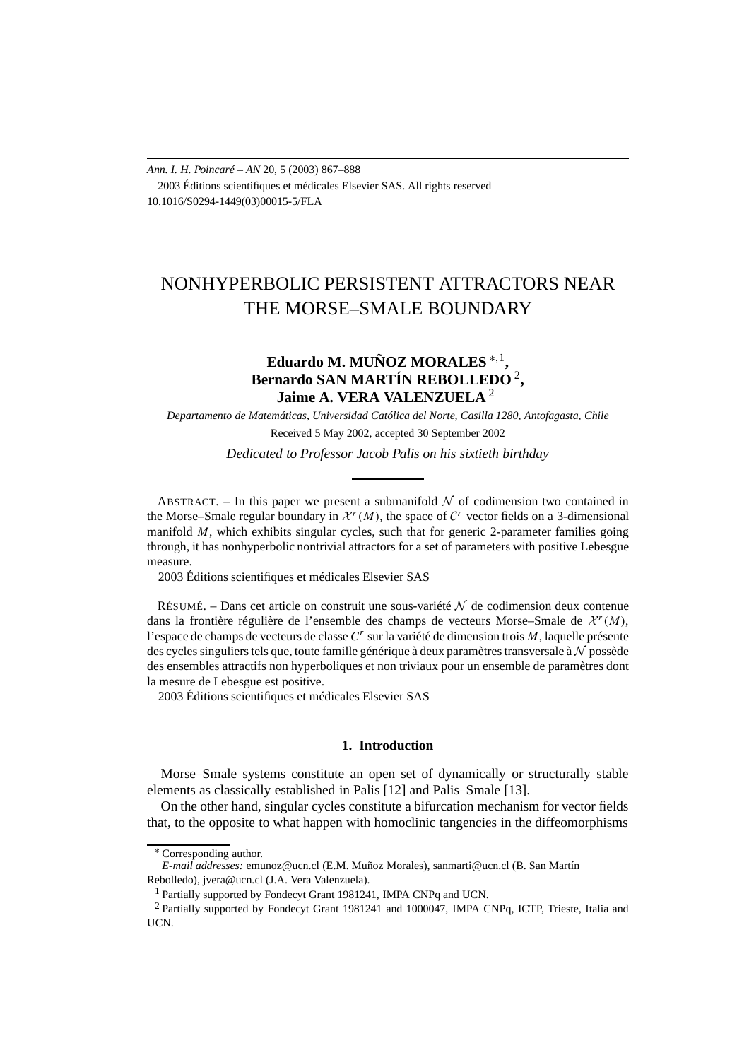*Ann. I. H. Poincaré – AN* 20, 5 (2003) 867–888
2003 Éditions scientifiques et médicales Elsevier SAS. All rights reserved
10.1016/S0294-1449(03)00015-5/FLA

# NONHYPERBOLIC PERSISTENT ATTRACTORS NEAR THE MORSE–SMALE BOUNDARY

**Eduardo M. MUÑOZ MORALES** [*,1], **Bernardo SAN MARTÍN REBOLLEDO** [2], **Jaime A. VERA VALENZUELA** [2]

*Departamento de Matemáticas, Universidad Católica del Norte, Casilla 1280, Antofagasta, Chile*

Received 5 May 2002, accepted 30 September 2002

*Dedicated to Professor Jacob Palis on his sixtieth birthday*

ABSTRACT. – In this paper we present a submanifold $\mathcal{N}$ of codimension two contained in the Morse–Smale regular boundary in $\mathcal{X}^r(M)$, the space of $\mathcal{C}^r$ vector fields on a 3-dimensional manifold $M$, which exhibits singular cycles, such that for generic 2-parameter families going through, it has nonhyperbolic nontrivial attractors for a set of parameters with positive Lebesgue measure.
2003 Éditions scientifiques et médicales Elsevier SAS

RÉSUMÉ. – Dans cet article on construit une sous-variété $\mathcal{N}$ de codimension deux contenue dans la frontière régulière de l'ensemble des champs de vecteurs Morse–Smale de $\mathcal{X}^r(M)$, l'espace de champs de vecteurs de classe $C^r$ sur la variété de dimension trois $M$, laquelle présente des cycles singuliers tels que, toute famille générique à deux paramètres transversale à $\mathcal{N}$ possède des ensembles attractifs non hyperboliques et non triviaux pour un ensemble de paramètres dont la mesure de Lebesgue est positive.
2003 Éditions scientifiques et médicales Elsevier SAS

## 1. Introduction

Morse–Smale systems constitute an open set of dynamically or structurally stable elements as classically established in Palis [12] and Palis–Smale [13].

On the other hand, singular cycles constitute a bifurcation mechanism for vector fields that, to the opposite to what happen with homoclinic tangencies in the diffeomorphisms

[*] Corresponding author.
*E-mail addresses:* emunoz@ucn.cl (E.M. Muñoz Morales), sanmarti@ucn.cl (B. San Martín Rebolledo), jvera@ucn.cl (J.A. Vera Valenzuela).
[1] Partially supported by Fondecyt Grant 1981241, IMPA CNPq and UCN.
[2] Partially supported by Fondecyt Grant 1981241 and 1000047, IMPA CNPq, ICTP, Trieste, Italia and UCN.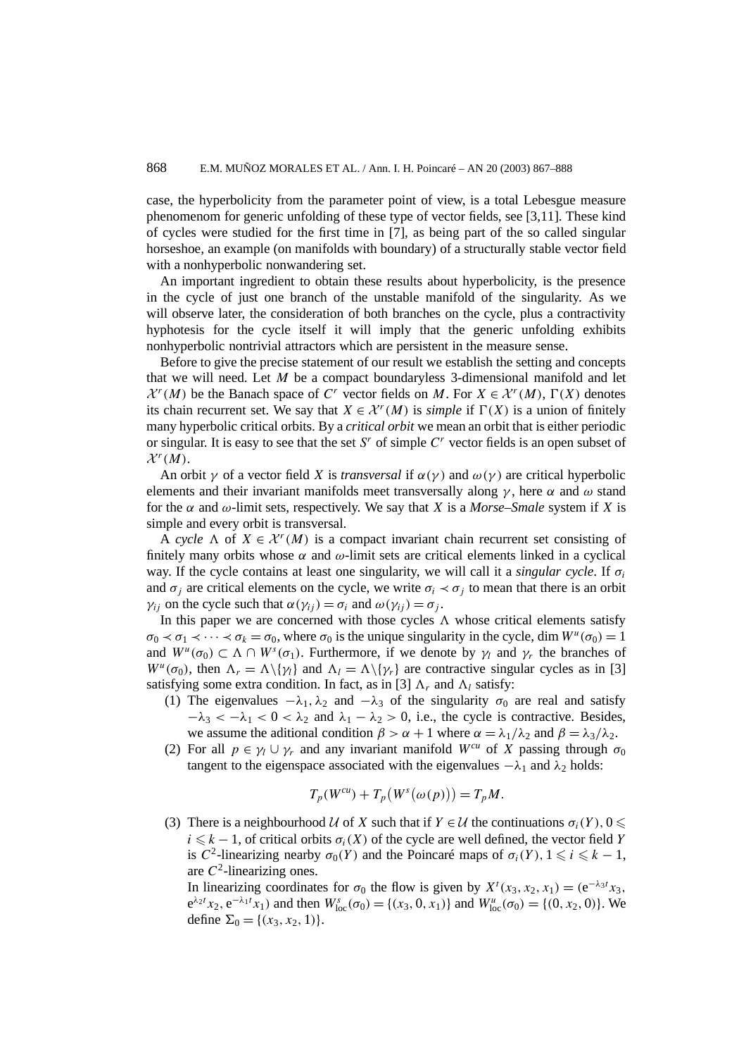case, the hyperbolicity from the parameter point of view, is a total Lebesgue measure phenomenom for generic unfolding of these type of vector fields, see [3,11]. These kind of cycles were studied for the first time in [7], as being part of the so called singular horseshoe, an example (on manifolds with boundary) of a structurally stable vector field with a nonhyperbolic nonwandering set.

An important ingredient to obtain these results about hyperbolicity, is the presence in the cycle of just one branch of the unstable manifold of the singularity. As we will observe later, the consideration of both branches on the cycle, plus a contractivity hyphotesis for the cycle itself it will imply that the generic unfolding exhibits nonhyperbolic nontrivial attractors which are persistent in the measure sense.

Before to give the precise statement of our result we establish the setting and concepts that we will need. Let $M$ be a compact boundaryless 3-dimensional manifold and let $\mathcal{X}^r(M)$ be the Banach space of $C^r$ vector fields on $M$. For $X \in \mathcal{X}^r(M)$, $\Gamma(X)$ denotes its chain recurrent set. We say that $X \in \mathcal{X}^r(M)$ is *simple* if $\Gamma(X)$ is a union of finitely many hyperbolic critical orbits. By a *critical orbit* we mean an orbit that is either periodic or singular. It is easy to see that the set $S^r$ of simple $C^r$ vector fields is an open subset of $\mathcal{X}^r(M)$.

An orbit $\gamma$ of a vector field $X$ is *transversal* if $\alpha(\gamma)$ and $\omega(\gamma)$ are critical hyperbolic elements and their invariant manifolds meet transversally along $\gamma$, here $\alpha$ and $\omega$ stand for the $\alpha$ and $\omega$-limit sets, respectively. We say that $X$ is a *Morse–Smale* system if $X$ is simple and every orbit is transversal.

A *cycle* $\Lambda$ of $X \in \mathcal{X}^r(M)$ is a compact invariant chain recurrent set consisting of finitely many orbits whose $\alpha$ and $\omega$-limit sets are critical elements linked in a cyclical way. If the cycle contains at least one singularity, we will call it a *singular cycle*. If $\sigma_i$ and $\sigma_j$ are critical elements on the cycle, we write $\sigma_i \prec \sigma_j$ to mean that there is an orbit $\gamma_{ij}$ on the cycle such that $\alpha(\gamma_{ij}) = \sigma_i$ and $\omega(\gamma_{ij}) = \sigma_j$.

In this paper we are concerned with those cycles $\Lambda$ whose critical elements satisfy $\sigma_0 \prec \sigma_1 \prec \cdots \prec \sigma_k = \sigma_0$, where $\sigma_0$ is the unique singularity in the cycle, $\dim W^u(\sigma_0) = 1$ and $W^u(\sigma_0) \subset \Lambda \cap W^s(\sigma_1)$. Furthermore, if we denote by $\gamma_l$ and $\gamma_r$ the branches of $W^u(\sigma_0)$, then $\Lambda_r = \Lambda \backslash \{\gamma_l\}$ and $\Lambda_l = \Lambda \backslash \{\gamma_r\}$ are contractive singular cycles as in [3] satisfying some extra condition. In fact, as in [3] $\Lambda_r$ and $\Lambda_l$ satisfy:

(1) The eigenvalues $-\lambda_1, \lambda_2$ and $-\lambda_3$ of the singularity $\sigma_0$ are real and satisfy $-\lambda_3 < -\lambda_1 < 0 < \lambda_2$ and $\lambda_1 - \lambda_2 > 0$, i.e., the cycle is contractive. Besides, we assume the aditional condition $\beta > \alpha + 1$ where $\alpha = \lambda_1/\lambda_2$ and $\beta = \lambda_3/\lambda_2$.

(2) For all $p \in \gamma_l \cup \gamma_r$ and any invariant manifold $W^{cu}$ of $X$ passing through $\sigma_0$ tangent to the eigenspace associated with the eigenvalues $-\lambda_1$ and $\lambda_2$ holds:
$$T_p(W^{cu}) + T_p\big(W^s(\omega(p))\big) = T_pM.$$

(3) There is a neighbourhood $\mathcal{U}$ of $X$ such that if $Y \in \mathcal{U}$ the continuations $\sigma_i(Y)$, $0 \leqslant i \leqslant k-1$, of critical orbits $\sigma_i(X)$ of the cycle are well defined, the vector field $Y$ is $C^2$-linearizing nearby $\sigma_0(Y)$ and the Poincaré maps of $\sigma_i(Y)$, $1 \leqslant i \leqslant k-1$, are $C^2$-linearizing ones.

In linearizing coordinates for $\sigma_0$ the flow is given by $X^t(x_3, x_2, x_1) = (\mathrm{e}^{-\lambda_3 t}x_3, \mathrm{e}^{\lambda_2 t}x_2, \mathrm{e}^{-\lambda_1 t}x_1)$ and then $W^s_{\mathrm{loc}}(\sigma_0) = \{(x_3, 0, x_1)\}$ and $W^u_{\mathrm{loc}}(\sigma_0) = \{(0, x_2, 0)\}$. We define $\Sigma_0 = \{(x_3, x_2, 1)\}$.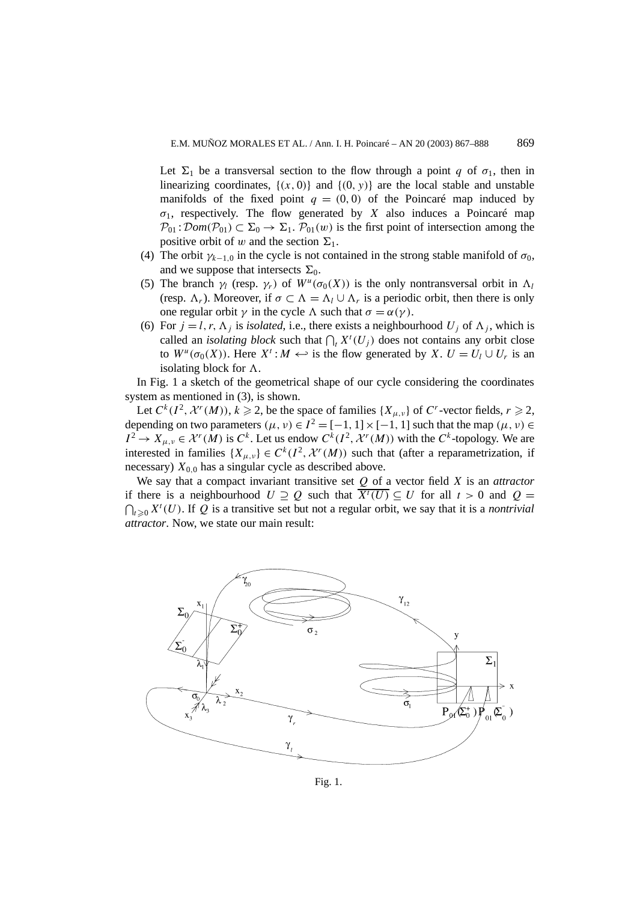Let $\Sigma_1$ be a transversal section to the flow through a point $q$ of $\sigma_1$, then in linearizing coordinates, $\{(x,0)\}$ and $\{(0,y)\}$ are the local stable and unstable manifolds of the fixed point $q=(0,0)$ of the Poincaré map induced by $\sigma_1$, respectively. The flow generated by $X$ also induces a Poincaré map $\mathcal{P}_{01}: \mathcal{D}om(\mathcal{P}_{01}) \subset \Sigma_0 \to \Sigma_1$. $\mathcal{P}_{01}(w)$ is the first point of intersection among the positive orbit of $w$ and the section $\Sigma_1$.

(4) The orbit $\gamma_{k-1,0}$ in the cycle is not contained in the strong stable manifold of $\sigma_0$, and we suppose that intersects $\Sigma_0$.

(5) The branch $\gamma_l$ (resp. $\gamma_r$) of $W^u(\sigma_0(X))$ is the only nontransversal orbit in $\Lambda_l$ (resp. $\Lambda_r$). Moreover, if $\sigma \subset \Lambda = \Lambda_l \cup \Lambda_r$ is a periodic orbit, then there is only one regular orbit $\gamma$ in the cycle $\Lambda$ such that $\sigma = \alpha(\gamma)$.

(6) For $j = l, r$, $\Lambda_j$ is *isolated*, i.e., there exists a neighbourhood $U_j$ of $\Lambda_j$, which is called an *isolating block* such that $\bigcap_t X^t(U_j)$ does not contains any orbit close to $W^u(\sigma_0(X))$. Here $X^t : M \hookleftarrow$ is the flow generated by $X$. $U = U_l \cup U_r$ is an isolating block for $\Lambda$.

In Fig. 1 a sketch of the geometrical shape of our cycle considering the coordinates system as mentioned in (3), is shown.

Let $C^k(I^2, \mathcal{X}^r(M))$, $k \geqslant 2$, be the space of families $\{X_{\mu,\nu}\}$ of $C^r$-vector fields, $r \geqslant 2$, depending on two parameters $(\mu,\nu) \in I^2 = [-1,1] \times [-1,1]$ such that the map $(\mu,\nu) \in I^2 \to X_{\mu,\nu} \in \mathcal{X}^r(M)$ is $C^k$. Let us endow $C^k(I^2, \mathcal{X}^r(M))$ with the $C^k$-topology. We are interested in families $\{X_{\mu,\nu}\} \in C^k(I^2, \mathcal{X}^r(M))$ such that (after a reparametrization, if necessary) $X_{0,0}$ has a singular cycle as described above.

We say that a compact invariant transitive set $Q$ of a vector field $X$ is an *attractor* if there is a neighbourhood $U \supseteq Q$ such that $\overline{X^t(U)} \subseteq U$ for all $t > 0$ and $Q = \bigcap_{t \geqslant 0} X^t(U)$. If $Q$ is a transitive set but not a regular orbit, we say that it is a *nontrivial attractor*. Now, we state our main result:

Fig. 1.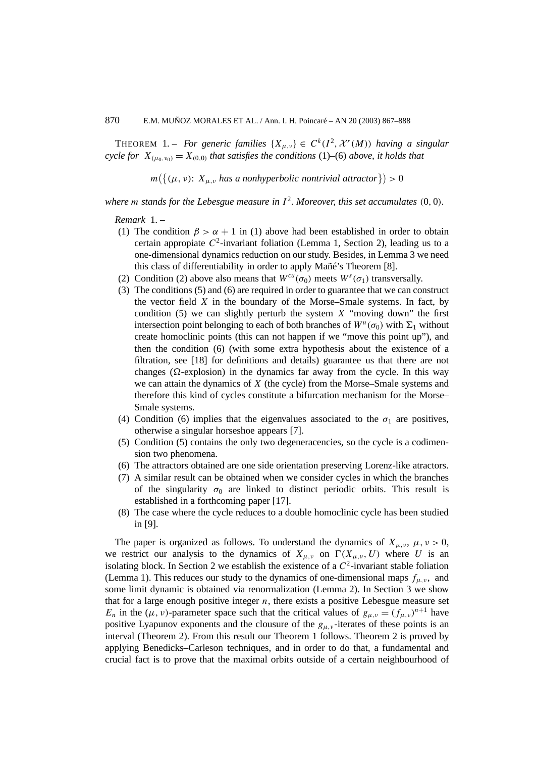THEOREM 1. – *For generic families* $\{X_{\mu,\nu}\} \in C^k(I^2, \mathcal{X}^r(M))$ *having a singular cycle for* $X_{(\mu_0,\nu_0)} = X_{(0,0)}$ *that satisfies the conditions* (1)–(6) *above, it holds that*

$$m\big(\{(\mu,\nu)\colon X_{\mu,\nu} \text{ has a nonhyperbolic nontrivial attractor}\}\big) > 0$$

*where* $m$ *stands for the Lebesgue measure in* $I^2$*. Moreover, this set accumulates* $(0,0)$.

*Remark* 1. –

1. The condition $\beta > \alpha + 1$ in (1) above had been established in order to obtain certain appropriate $C^2$-invariant foliation (Lemma 1, Section 2), leading us to a one-dimensional dynamics reduction on our study. Besides, in Lemma 3 we need this class of differentiability in order to apply Mañé's Theorem [8].
2. Condition (2) above also means that $W^{cu}(\sigma_0)$ meets $W^s(\sigma_1)$ transversally.
3. The conditions (5) and (6) are required in order to guarantee that we can construct the vector field $X$ in the boundary of the Morse–Smale systems. In fact, by condition (5) we can slightly perturb the system $X$ "moving down" the first intersection point belonging to each of both branches of $W^u(\sigma_0)$ with $\Sigma_1$ without create homoclinic points (this can not happen if we "move this point up"), and then the condition (6) (with some extra hypothesis about the existence of a filtration, see [18] for definitions and details) guarantee us that there are not changes ($\Omega$-explosion) in the dynamics far away from the cycle. In this way we can attain the dynamics of $X$ (the cycle) from the Morse–Smale systems and therefore this kind of cycles constitute a bifurcation mechanism for the Morse–Smale systems.
4. Condition (6) implies that the eigenvalues associated to the $\sigma_1$ are positives, otherwise a singular horseshoe appears [7].
5. Condition (5) contains the only two degeneracencies, so the cycle is a codimension two phenomena.
6. The attractors obtained are one side orientation preserving Lorenz-like atractors.
7. A similar result can be obtained when we consider cycles in which the branches of the singularity $\sigma_0$ are linked to distinct periodic orbits. This result is established in a forthcoming paper [17].
8. The case where the cycle reduces to a double homoclinic cycle has been studied in [9].

The paper is organized as follows. To understand the dynamics of $X_{\mu,\nu},\ \mu,\nu > 0$, we restrict our analysis to the dynamics of $X_{\mu,\nu}$ on $\Gamma(X_{\mu,\nu}, U)$ where $U$ is an isolating block. In Section 2 we establish the existence of a $C^2$-invariant stable foliation (Lemma 1). This reduces our study to the dynamics of one-dimensional maps $f_{\mu,\nu}$, and some limit dynamic is obtained via renormalization (Lemma 2). In Section 3 we show that for a large enough positive integer $n$, there exists a positive Lebesgue measure set $E_n$ in the $(\mu,\nu)$-parameter space such that the critical values of $g_{\mu,\nu} = (f_{\mu,\nu})^{n+1}$ have positive Lyapunov exponents and the clousure of the $g_{\mu,\nu}$-iterates of these points is an interval (Theorem 2). From this result our Theorem 1 follows. Theorem 2 is proved by applying Benedicks–Carleson techniques, and in order to do that, a fundamental and crucial fact is to prove that the maximal orbits outside of a certain neighbourhood of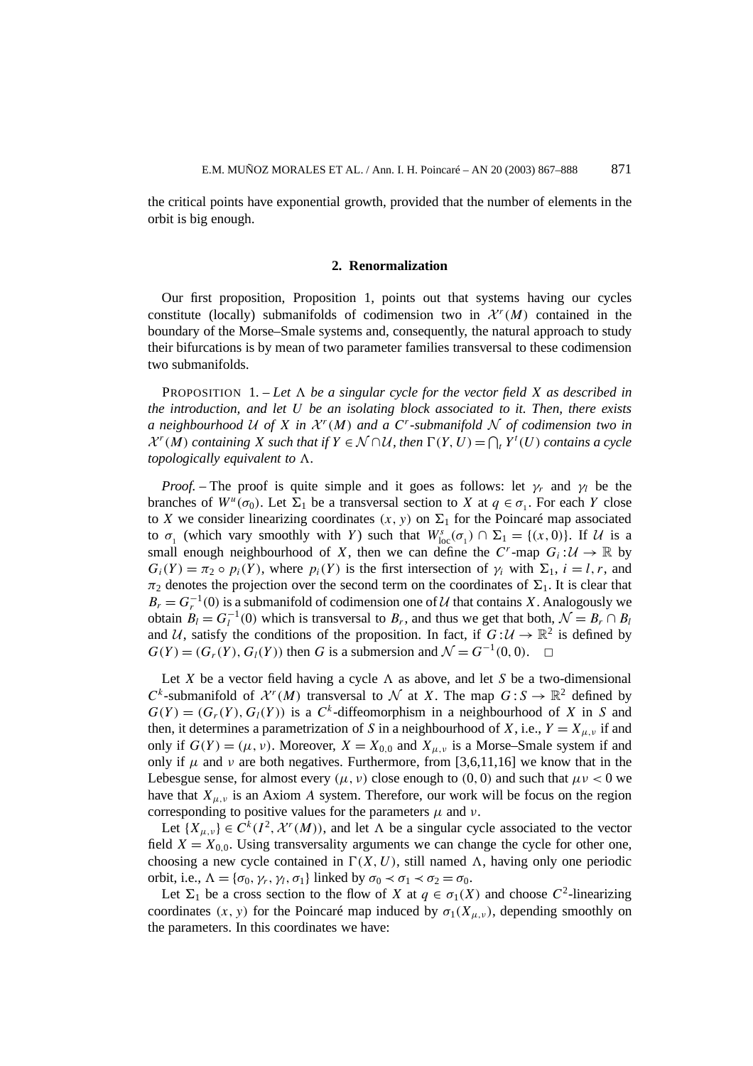the critical points have exponential growth, provided that the number of elements in the orbit is big enough.

## 2. Renormalization

Our first proposition, Proposition 1, points out that systems having our cycles constitute (locally) submanifolds of codimension two in $\mathcal{X}^r(M)$ contained in the boundary of the Morse–Smale systems and, consequently, the natural approach to study their bifurcations is by mean of two parameter families transversal to these codimension two submanifolds.

PROPOSITION 1. – *Let $\Lambda$ be a singular cycle for the vector field $X$ as described in the introduction, and let $U$ be an isolating block associated to it. Then, there exists a neighbourhood $\mathcal{U}$ of $X$ in $\mathcal{X}^r(M)$ and a $C^r$-submanifold $\mathcal{N}$ of codimension two in $\mathcal{X}^r(M)$ containing $X$ such that if $Y \in \mathcal{N} \cap \mathcal{U}$, then $\Gamma(Y, U) = \bigcap_t Y^t(U)$ contains a cycle topologically equivalent to $\Lambda$.*

*Proof.* – The proof is quite simple and it goes as follows: let $\gamma_r$ and $\gamma_l$ be the branches of $W^u(\sigma_0)$. Let $\Sigma_1$ be a transversal section to $X$ at $q \in \sigma_1$. For each $Y$ close to $X$ we consider linearizing coordinates $(x, y)$ on $\Sigma_1$ for the Poincaré map associated to $\sigma_1$ (which vary smoothly with $Y$) such that $W^s_{\mathrm{loc}}(\sigma_1) \cap \Sigma_1 = \{(x, 0)\}$. If $\mathcal{U}$ is a small enough neighbourhood of $X$, then we can define the $C^r$-map $G_i : \mathcal{U} \to \mathbb{R}$ by $G_i(Y) = \pi_2 \circ p_i(Y)$, where $p_i(Y)$ is the first intersection of $\gamma_i$ with $\Sigma_1$, $i = l, r$, and $\pi_2$ denotes the projection over the second term on the coordinates of $\Sigma_1$. It is clear that $B_r = G_r^{-1}(0)$ is a submanifold of codimension one of $\mathcal{U}$ that contains $X$. Analogously we obtain $B_l = G_l^{-1}(0)$ which is transversal to $B_r$, and thus we get that both, $\mathcal{N} = B_r \cap B_l$ and $\mathcal{U}$, satisfy the conditions of the proposition. In fact, if $G : \mathcal{U} \to \mathbb{R}^2$ is defined by $G(Y) = (G_r(Y), G_l(Y))$ then $G$ is a submersion and $\mathcal{N} = G^{-1}(0, 0)$. □

Let $X$ be a vector field having a cycle $\Lambda$ as above, and let $S$ be a two-dimensional $C^k$-submanifold of $\mathcal{X}^r(M)$ transversal to $\mathcal{N}$ at $X$. The map $G : S \to \mathbb{R}^2$ defined by $G(Y) = (G_r(Y), G_l(Y))$ is a $C^k$-diffeomorphism in a neighbourhood of $X$ in $S$ and then, it determines a parametrization of $S$ in a neighbourhood of $X$, i.e., $Y = X_{\mu,\nu}$ if and only if $G(Y) = (\mu, \nu)$. Moreover, $X = X_{0,0}$ and $X_{\mu,\nu}$ is a Morse–Smale system if and only if $\mu$ and $\nu$ are both negatives. Furthermore, from [3,6,11,16] we know that in the Lebesgue sense, for almost every $(\mu, \nu)$ close enough to $(0, 0)$ and such that $\mu\nu < 0$ we have that $X_{\mu,\nu}$ is an Axiom $A$ system. Therefore, our work will be focus on the region corresponding to positive values for the parameters $\mu$ and $\nu$.

Let $\{X_{\mu,\nu}\} \in C^k(I^2, \mathcal{X}^r(M))$, and let $\Lambda$ be a singular cycle associated to the vector field $X = X_{0,0}$. Using transversality arguments we can change the cycle for other one, choosing a new cycle contained in $\Gamma(X, U)$, still named $\Lambda$, having only one periodic orbit, i.e., $\Lambda = \{\sigma_0, \gamma_r, \gamma_l, \sigma_1\}$ linked by $\sigma_0 \prec \sigma_1 \prec \sigma_2 = \sigma_0$.

Let $\Sigma_1$ be a cross section to the flow of $X$ at $q \in \sigma_1(X)$ and choose $C^2$-linearizing coordinates $(x, y)$ for the Poincaré map induced by $\sigma_1(X_{\mu,\nu})$, depending smoothly on the parameters. In this coordinates we have: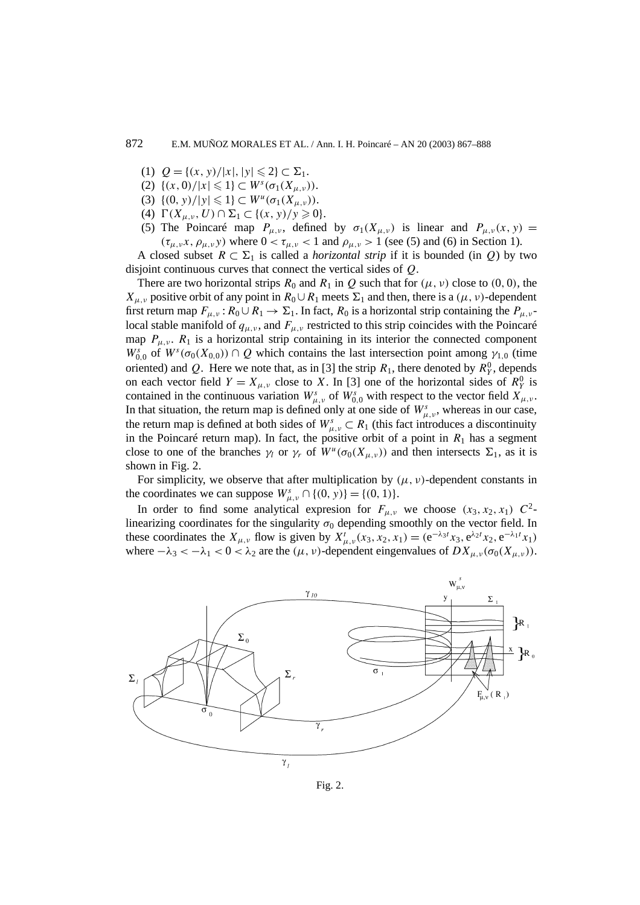(1) $Q = \{(x, y)/|x|, |y| \leqslant 2\} \subset \Sigma_1$.
(2) $\{(x, 0)/|x| \leqslant 1\} \subset W^s(\sigma_1(X_{\mu,\nu}))$.
(3) $\{(0, y)/|y| \leqslant 1\} \subset W^u(\sigma_1(X_{\mu,\nu}))$.
(4) $\Gamma(X_{\mu,\nu}, U) \cap \Sigma_1 \subset \{(x, y)/y \geqslant 0\}$.
(5) The Poincaré map $P_{\mu,\nu}$, defined by $\sigma_1(X_{\mu,\nu})$ is linear and $P_{\mu,\nu}(x, y) = (\tau_{\mu,\nu}x, \rho_{\mu,\nu}y)$ where $0 < \tau_{\mu,\nu} < 1$ and $\rho_{\mu,\nu} > 1$ (see (5) and (6) in Section 1).

A closed subset $R \subset \Sigma_1$ is called a *horizontal strip* if it is bounded (in $Q$) by two disjoint continuous curves that connect the vertical sides of $Q$.

There are two horizontal strips $R_0$ and $R_1$ in $Q$ such that for $(\mu, \nu)$ close to $(0, 0)$, the $X_{\mu,\nu}$ positive orbit of any point in $R_0 \cup R_1$ meets $\Sigma_1$ and then, there is a $(\mu, \nu)$-dependent first return map $F_{\mu,\nu} : R_0 \cup R_1 \to \Sigma_1$. In fact, $R_0$ is a horizontal strip containing the $P_{\mu,\nu}$-local stable manifold of $q_{\mu,\nu}$, and $F_{\mu,\nu}$ restricted to this strip coincides with the Poincaré map $P_{\mu,\nu}$. $R_1$ is a horizontal strip containing in its interior the connected component $W^s_{0,0}$ of $W^s(\sigma_0(X_{0,0})) \cap Q$ which contains the last intersection point among $\gamma_{1,0}$ (time oriented) and $Q$. Here we note that, as in [3] the strip $R_1$, there denoted by $R^0_Y$, depends on each vector field $Y = X_{\mu,\nu}$ close to $X$. In [3] one of the horizontal sides of $R^0_Y$ is contained in the continuous variation $W^s_{\mu,\nu}$ of $W^s_{0,0}$ with respect to the vector field $X_{\mu,\nu}$. In that situation, the return map is defined only at one side of $W^s_{\mu,\nu}$, whereas in our case, the return map is defined at both sides of $W^s_{\mu,\nu} \subset R_1$ (this fact introduces a discontinuity in the Poincaré return map). In fact, the positive orbit of a point in $R_1$ has a segment close to one of the branches $\gamma_l$ or $\gamma_r$ of $W^u(\sigma_0(X_{\mu,\nu}))$ and then intersects $\Sigma_1$, as it is shown in Fig. 2.

For simplicity, we observe that after multiplication by $(\mu, \nu)$-dependent constants in the coordinates we can suppose $W^s_{\mu,\nu} \cap \{(0, y)\} = \{(0, 1)\}$.

In order to find some analytical expresion for $F_{\mu,\nu}$ we choose $(x_3, x_2, x_1)$ $C^2$-linearizing coordinates for the singularity $\sigma_0$ depending smoothly on the vector field. In these coordinates the $X_{\mu,\nu}$ flow is given by $X^t_{\mu,\nu}(x_3, x_2, x_1) = (e^{-\lambda_3 t}x_3, e^{\lambda_2 t}x_2, e^{-\lambda_1 t}x_1)$ where $-\lambda_3 < -\lambda_1 < 0 < \lambda_2$ are the $(\mu, \nu)$-dependent eingenvalues of $DX_{\mu,\nu}(\sigma_0(X_{\mu,\nu}))$.

Fig. 2.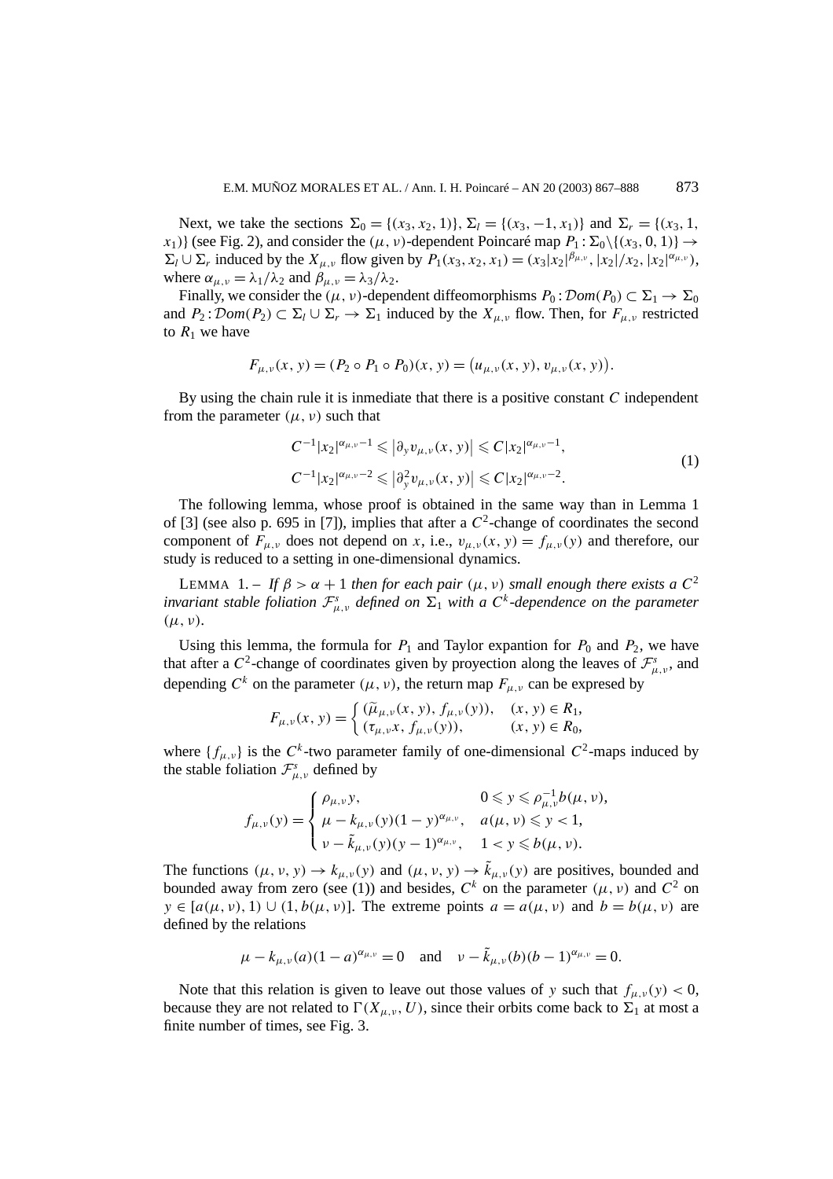Next, we take the sections $\Sigma_0 = \{(x_3, x_2, 1)\}$, $\Sigma_l = \{(x_3, -1, x_1)\}$ and $\Sigma_r = \{(x_3, 1, x_1)\}$ (see Fig. 2), and consider the $(\mu, \nu)$-dependent Poincaré map $P_1 : \Sigma_0 \backslash \{(x_3, 0, 1)\} \to \Sigma_l \cup \Sigma_r$ induced by the $X_{\mu,\nu}$ flow given by $P_1(x_3, x_2, x_1) = (x_3|x_2|^{\beta_{\mu,\nu}}, |x_2|/x_2, |x_2|^{\alpha_{\mu,\nu}})$, where $\alpha_{\mu,\nu} = \lambda_1/\lambda_2$ and $\beta_{\mu,\nu} = \lambda_3/\lambda_2$.

Finally, we consider the $(\mu, \nu)$-dependent diffeomorphisms $P_0 : \mathcal{D}om(P_0) \subset \Sigma_1 \to \Sigma_0$ and $P_2 : \mathcal{D}om(P_2) \subset \Sigma_l \cup \Sigma_r \to \Sigma_1$ induced by the $X_{\mu,\nu}$ flow. Then, for $F_{\mu,\nu}$ restricted to $R_1$ we have

$$F_{\mu,\nu}(x, y) = (P_2 \circ P_1 \circ P_0)(x, y) = \big(u_{\mu,\nu}(x, y), v_{\mu,\nu}(x, y)\big).$$

By using the chain rule it is inmediate that there is a positive constant $C$ independent from the parameter $(\mu, \nu)$ such that

$$\begin{aligned} C^{-1}|x_2|^{\alpha_{\mu,\nu}-1} &\leqslant \big|\partial_y v_{\mu,\nu}(x, y)\big| \leqslant C|x_2|^{\alpha_{\mu,\nu}-1}, \\ C^{-1}|x_2|^{\alpha_{\mu,\nu}-2} &\leqslant \big|\partial_y^2 v_{\mu,\nu}(x, y)\big| \leqslant C|x_2|^{\alpha_{\mu,\nu}-2}. \end{aligned} \tag{1}$$

The following lemma, whose proof is obtained in the same way than in Lemma 1 of [3] (see also p. 695 in [7]), implies that after a $C^2$-change of coordinates the second component of $F_{\mu,\nu}$ does not depend on $x$, i.e., $v_{\mu,\nu}(x, y) = f_{\mu,\nu}(y)$ and therefore, our study is reduced to a setting in one-dimensional dynamics.

LEMMA 1. – *If $\beta > \alpha + 1$ then for each pair $(\mu, \nu)$ small enough there exists a $C^2$ invariant stable foliation $\mathcal{F}^s_{\mu,\nu}$ defined on $\Sigma_1$ with a $C^k$-dependence on the parameter $(\mu, \nu)$.*

Using this lemma, the formula for $P_1$ and Taylor expantion for $P_0$ and $P_2$, we have that after a $C^2$-change of coordinates given by proyection along the leaves of $\mathcal{F}^s_{\mu,\nu}$, and depending $C^k$ on the parameter $(\mu, \nu)$, the return map $F_{\mu,\nu}$ can be expresed by

$$F_{\mu,\nu}(x, y) = \begin{cases} (\widetilde{\mu}_{\mu,\nu}(x, y), f_{\mu,\nu}(y)), & (x, y) \in R_1, \\ (\tau_{\mu,\nu} x, f_{\mu,\nu}(y)), & (x, y) \in R_0, \end{cases}$$

where $\{f_{\mu,\nu}\}$ is the $C^k$-two parameter family of one-dimensional $C^2$-maps induced by the stable foliation $\mathcal{F}^s_{\mu,\nu}$ defined by

$$f_{\mu,\nu}(y) = \begin{cases} \rho_{\mu,\nu} y, & 0 \leqslant y \leqslant \rho^{-1}_{\mu,\nu} b(\mu, \nu), \\ \mu - k_{\mu,\nu}(y)(1-y)^{\alpha_{\mu,\nu}}, & a(\mu, \nu) \leqslant y < 1, \\ \nu - \tilde{k}_{\mu,\nu}(y)(y-1)^{\alpha_{\mu,\nu}}, & 1 < y \leqslant b(\mu, \nu). \end{cases}$$

The functions $(\mu, \nu, y) \to k_{\mu,\nu}(y)$ and $(\mu, \nu, y) \to \tilde{k}_{\mu,\nu}(y)$ are positives, bounded and bounded away from zero (see (1)) and besides, $C^k$ on the parameter $(\mu, \nu)$ and $C^2$ on $y \in [a(\mu, \nu), 1) \cup (1, b(\mu, \nu)]$. The extreme points $a = a(\mu, \nu)$ and $b = b(\mu, \nu)$ are defined by the relations

$$\mu - k_{\mu,\nu}(a)(1-a)^{\alpha_{\mu,\nu}} = 0 \quad \text{and} \quad \nu - \tilde{k}_{\mu,\nu}(b)(b-1)^{\alpha_{\mu,\nu}} = 0.$$

Note that this relation is given to leave out those values of $y$ such that $f_{\mu,\nu}(y) < 0$, because they are not related to $\Gamma(X_{\mu,\nu}, U)$, since their orbits come back to $\Sigma_1$ at most a finite number of times, see Fig. 3.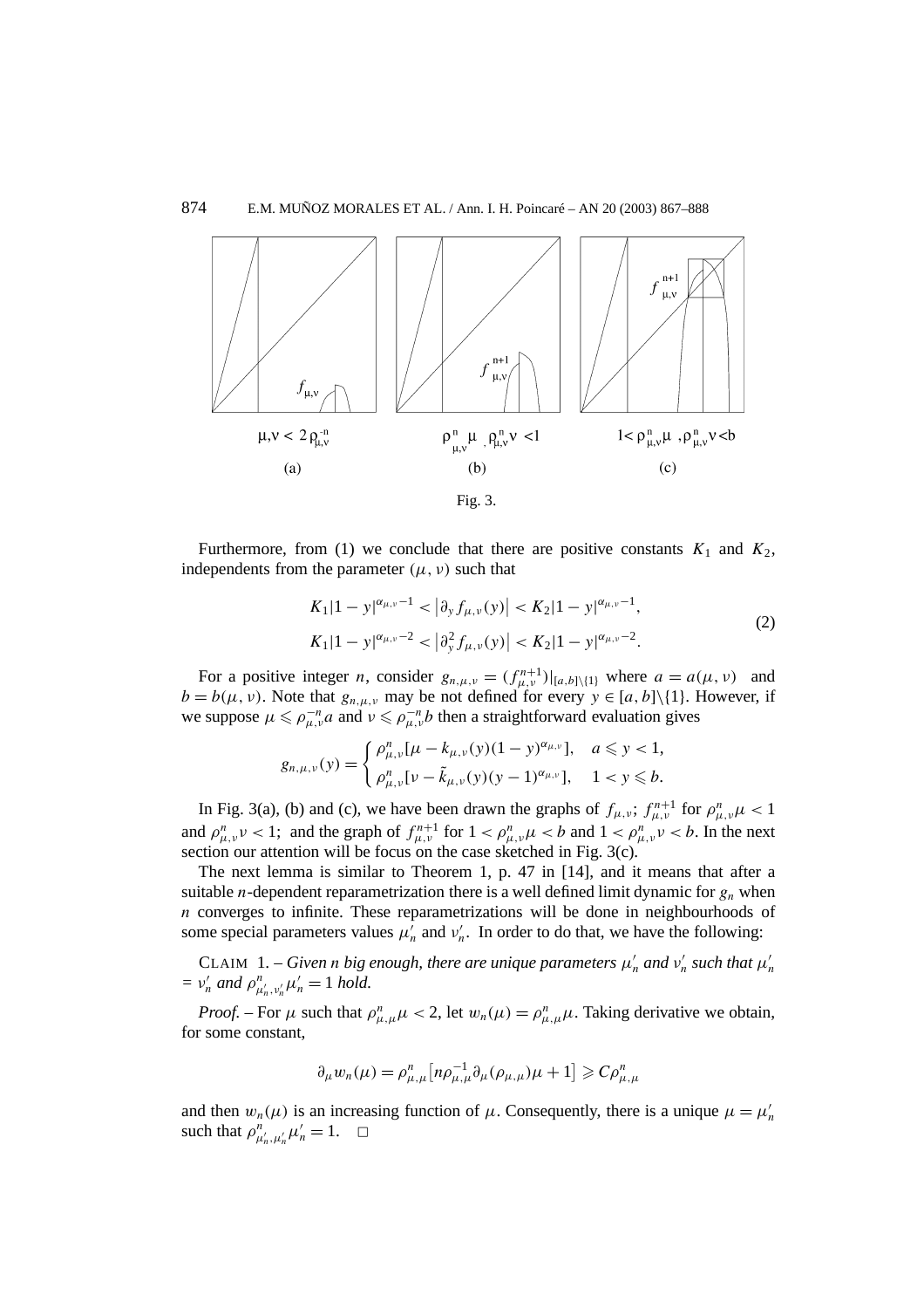$\mu,\nu < 2\rho^{-n}_{\mu,\nu}$ (a) $\quad$ $\rho^{n}_{\mu,\nu}\mu$ , $\rho^{n}_{\mu,\nu}\nu < 1$ (b) $\quad$ $1 < \rho^{n}_{\mu,\nu}\mu$ , $\rho^{n}_{\mu,\nu}\nu < b$ (c)

Fig. 3.

Furthermore, from (1) we conclude that there are positive constants $K_1$ and $K_2$, independents from the parameter $(\mu,\nu)$ such that

$$
\begin{aligned}
K_1|1-y|^{\alpha_{\mu,\nu}-1} &< \left|\partial_y f_{\mu,\nu}(y)\right| < K_2|1-y|^{\alpha_{\mu,\nu}-1},\\
K_1|1-y|^{\alpha_{\mu,\nu}-2} &< \left|\partial_y^2 f_{\mu,\nu}(y)\right| < K_2|1-y|^{\alpha_{\mu,\nu}-2}.
\end{aligned}
\tag{2}
$$

For a positive integer $n$, consider $g_{n,\mu,\nu} = (f^{n+1}_{\mu,\nu})|_{[a,b]\setminus\{1\}}$ where $a = a(\mu,\nu)$ and $b = b(\mu,\nu)$. Note that $g_{n,\mu,\nu}$ may be not defined for every $y \in [a,b]\setminus\{1\}$. However, if we suppose $\mu \leqslant \rho^{-n}_{\mu,\nu}a$ and $\nu \leqslant \rho^{-n}_{\mu,\nu}b$ then a straightforward evaluation gives

$$
g_{n,\mu,\nu}(y) = \begin{cases} \rho^{n}_{\mu,\nu}[\mu - k_{\mu,\nu}(y)(1-y)^{\alpha_{\mu,\nu}}], & a \leqslant y < 1,\\ \rho^{n}_{\mu,\nu}[\nu - \tilde{k}_{\mu,\nu}(y)(y-1)^{\alpha_{\mu,\nu}}], & 1 < y \leqslant b. \end{cases}
$$

In Fig. 3(a), (b) and (c), we have been drawn the graphs of $f_{\mu,\nu}$; $f^{n+1}_{\mu,\nu}$ for $\rho^{n}_{\mu,\nu}\mu < 1$ and $\rho^{n}_{\mu,\nu}\nu < 1$; and the graph of $f^{n+1}_{\mu,\nu}$ for $1 < \rho^{n}_{\mu,\nu}\mu < b$ and $1 < \rho^{n}_{\mu,\nu}\nu < b$. In the next section our attention will be focus on the case sketched in Fig. 3(c).

The next lemma is similar to Theorem 1, p. 47 in [14], and it means that after a suitable $n$-dependent reparametrization there is a well defined limit dynamic for $g_n$ when $n$ converges to infinite. These reparametrizations will be done in neighbourhoods of some special parameters values $\mu'_n$ and $\nu'_n$. In order to do that, we have the following:

CLAIM 1. – *Given $n$ big enough, there are unique parameters $\mu'_n$ and $\nu'_n$ such that $\mu'_n = \nu'_n$ and $\rho^{n}_{\mu'_n,\nu'_n}\mu'_n = 1$ hold.*

*Proof.* – For $\mu$ such that $\rho^{n}_{\mu,\mu}\mu < 2$, let $w_n(\mu) = \rho^{n}_{\mu,\mu}\mu$. Taking derivative we obtain, for some constant,

$$
\partial_\mu w_n(\mu) = \rho^{n}_{\mu,\mu}\left[n\rho^{-1}_{\mu,\mu}\partial_\mu(\rho_{\mu,\mu})\mu + 1\right] \geqslant C\rho^{n}_{\mu,\mu}
$$

and then $w_n(\mu)$ is an increasing function of $\mu$. Consequently, there is a unique $\mu = \mu'_n$ such that $\rho^{n}_{\mu'_n,\mu'_n}\mu'_n = 1$. $\square$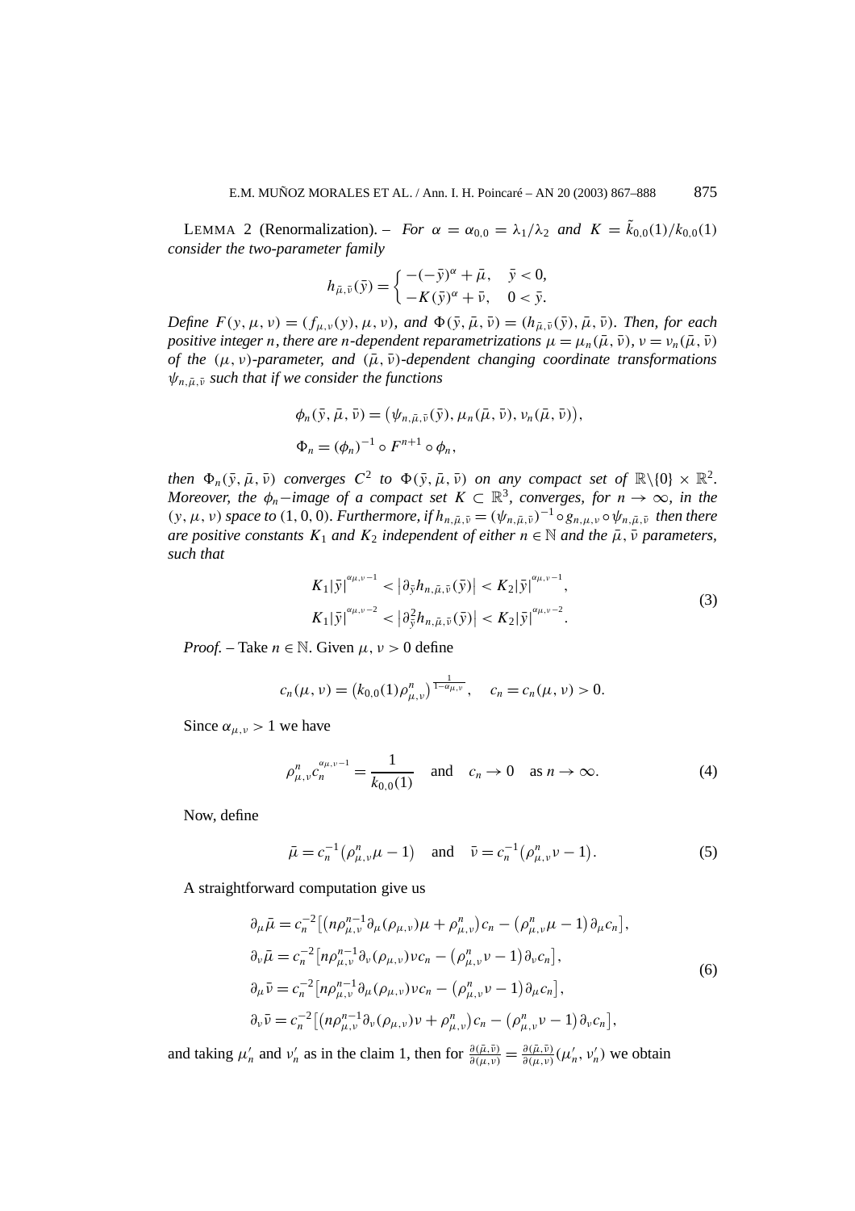LEMMA 2 (Renormalization). – *For $\alpha = \alpha_{0,0} = \lambda_1/\lambda_2$ and $K = \tilde{k}_{0,0}(1)/k_{0,0}(1)$ consider the two-parameter family*

$$h_{\bar{\mu},\bar{\nu}}(\bar{y}) = \begin{cases} -(-\bar{y})^\alpha + \bar{\mu}, & \bar{y} < 0, \\ -K(\bar{y})^\alpha + \bar{\nu}, & 0 < \bar{y}. \end{cases}$$

*Define $F(y,\mu,\nu) = (f_{\mu,\nu}(y),\mu,\nu)$, and $\Phi(\bar{y},\bar{\mu},\bar{\nu}) = (h_{\bar{\mu},\bar{\nu}}(\bar{y}),\bar{\mu},\bar{\nu})$. Then, for each positive integer $n$, there are $n$-dependent reparametrizations $\mu = \mu_n(\bar{\mu},\bar{\nu})$, $\nu = \nu_n(\bar{\mu},\bar{\nu})$ of the $(\mu,\nu)$-parameter, and $(\bar{\mu},\bar{\nu})$-dependent changing coordinate transformations $\psi_{n,\bar{\mu},\bar{\nu}}$ such that if we consider the functions*

$$\phi_n(\bar{y},\bar{\mu},\bar{\nu}) = \big(\psi_{n,\bar{\mu},\bar{\nu}}(\bar{y}), \mu_n(\bar{\mu},\bar{\nu}), \nu_n(\bar{\mu},\bar{\nu})\big),$$

$$\Phi_n = (\phi_n)^{-1} \circ F^{n+1} \circ \phi_n,$$

*then $\Phi_n(\bar{y},\bar{\mu},\bar{\nu})$ converges $C^2$ to $\Phi(\bar{y},\bar{\mu},\bar{\nu})$ on any compact set of $\mathbb{R}\backslash\{0\} \times \mathbb{R}^2$. Moreover, the $\phi_n$-image of a compact set $K \subset \mathbb{R}^3$, converges, for $n \to \infty$, in the $(y,\mu,\nu)$ space to $(1,0,0)$. Furthermore, if $h_{n,\bar{\mu},\bar{\nu}} = (\psi_{n,\bar{\mu},\bar{\nu}})^{-1} \circ g_{n,\mu,\nu} \circ \psi_{n,\bar{\mu},\bar{\nu}}$ then there are positive constants $K_1$ and $K_2$ independent of either $n \in \mathbb{N}$ and the $\bar{\mu},\bar{\nu}$ parameters, such that*

$$\begin{aligned} K_1|\bar{y}|^{\alpha_{\mu,\nu}-1} &< \left|\partial_{\bar{y}} h_{n,\bar{\mu},\bar{\nu}}(\bar{y})\right| < K_2|\bar{y}|^{\alpha_{\mu,\nu}-1}, \\ K_1|\bar{y}|^{\alpha_{\mu,\nu}-2} &< \left|\partial^2_{\bar{y}} h_{n,\bar{\mu},\bar{\nu}}(\bar{y})\right| < K_2|\bar{y}|^{\alpha_{\mu,\nu}-2}. \end{aligned} \tag{3}$$

*Proof.* – Take $n \in \mathbb{N}$. Given $\mu,\nu > 0$ define

$$c_n(\mu,\nu) = \big(k_{0,0}(1)\rho^n_{\mu,\nu}\big)^{\frac{1}{1-\alpha_{\mu,\nu}}}, \quad c_n = c_n(\mu,\nu) > 0.$$

Since $\alpha_{\mu,\nu} > 1$ we have

$$\rho^n_{\mu,\nu} c_n^{\alpha_{\mu,\nu}-1} = \frac{1}{k_{0,0}(1)} \quad \text{and} \quad c_n \to 0 \quad \text{as } n \to \infty. \tag{4}$$

Now, define

$$\bar{\mu} = c_n^{-1}\big(\rho^n_{\mu,\nu}\mu - 1\big) \quad \text{and} \quad \bar{\nu} = c_n^{-1}\big(\rho^n_{\mu,\nu}\nu - 1\big). \tag{5}$$

A straightforward computation give us

$$\begin{aligned} \partial_\mu \bar{\mu} &= c_n^{-2}\big[\big(n\rho^{n-1}_{\mu,\nu}\partial_\mu(\rho_{\mu,\nu})\mu + \rho^n_{\mu,\nu}\big)c_n - \big(\rho^n_{\mu,\nu}\mu - 1\big)\partial_\mu c_n\big], \\ \partial_\nu \bar{\mu} &= c_n^{-2}\big[n\rho^{n-1}_{\mu,\nu}\partial_\nu(\rho_{\mu,\nu})\nu c_n - \big(\rho^n_{\mu,\nu}\nu - 1\big)\partial_\nu c_n\big], \\ \partial_\mu \bar{\nu} &= c_n^{-2}\big[n\rho^{n-1}_{\mu,\nu}\partial_\mu(\rho_{\mu,\nu})\nu c_n - \big(\rho^n_{\mu,\nu}\nu - 1\big)\partial_\mu c_n\big], \\ \partial_\nu \bar{\nu} &= c_n^{-2}\big[\big(n\rho^{n-1}_{\mu,\nu}\partial_\nu(\rho_{\mu,\nu})\nu + \rho^n_{\mu,\nu}\big)c_n - \big(\rho^n_{\mu,\nu}\nu - 1\big)\partial_\nu c_n\big], \end{aligned} \tag{6}$$

and taking $\mu'_n$ and $\nu'_n$ as in the claim 1, then for $\frac{\partial(\bar{\mu},\bar{\nu})}{\partial(\mu,\nu)} = \frac{\partial(\bar{\mu},\bar{\nu})}{\partial(\mu,\nu)}(\mu'_n,\nu'_n)$ we obtain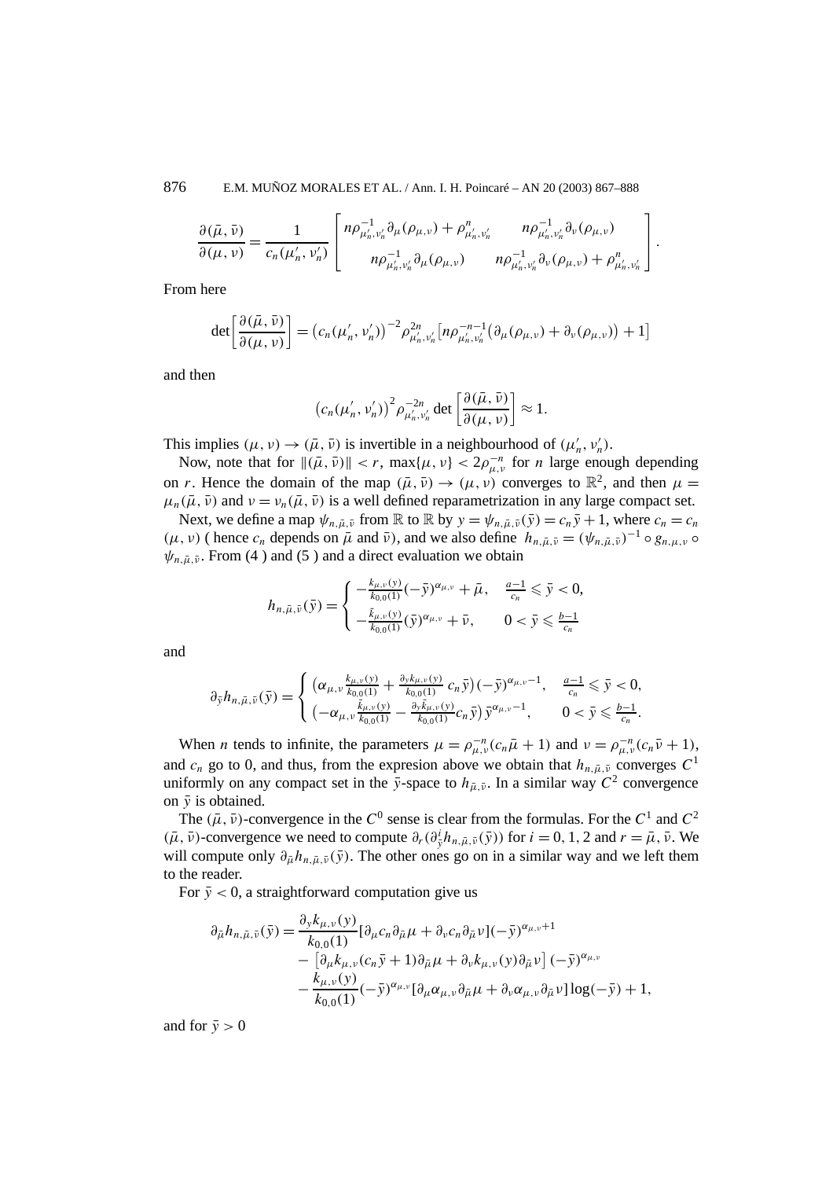$$\frac{\partial(\bar\mu,\bar\nu)}{\partial(\mu,\nu)} = \frac{1}{c_n(\mu'_n,\nu'_n)}\begin{bmatrix} n\rho^{-1}_{\mu'_n,\nu'_n}\partial_\mu(\rho_{\mu,\nu}) + \rho^n_{\mu'_n,\nu'_n} & n\rho^{-1}_{\mu'_n,\nu'_n}\partial_\nu(\rho_{\mu,\nu}) \\ n\rho^{-1}_{\mu'_n,\nu'_n}\partial_\mu(\rho_{\mu,\nu}) & n\rho^{-1}_{\mu'_n,\nu'_n}\partial_\nu(\rho_{\mu,\nu}) + \rho^n_{\mu'_n,\nu'_n}\end{bmatrix}.$$

From here

$$\det\left[\frac{\partial(\bar\mu,\bar\nu)}{\partial(\mu,\nu)}\right] = \left(c_n(\mu'_n,\nu'_n)\right)^{-2}\rho^{2n}_{\mu'_n,\nu'_n}\left[n\rho^{-n-1}_{\mu'_n,\nu'_n}\left(\partial_\mu(\rho_{\mu,\nu}) + \partial_\nu(\rho_{\mu,\nu})\right) + 1\right]$$

and then

$$\left(c_n(\mu'_n,\nu'_n)\right)^2\rho^{-2n}_{\mu'_n,\nu'_n}\det\left[\frac{\partial(\bar\mu,\bar\nu)}{\partial(\mu,\nu)}\right] \approx 1.$$

This implies $(\mu,\nu)\to(\bar\mu,\bar\nu)$ is invertible in a neighbourhood of $(\mu'_n,\nu'_n)$.

Now, note that for $\|(\bar\mu,\bar\nu)\| < r$, $\max\{\mu,\nu\} < 2\rho^{-n}_{\mu,\nu}$ for $n$ large enough depending on $r$. Hence the domain of the map $(\bar\mu,\bar\nu)\to(\mu,\nu)$ converges to $\mathbb{R}^2$, and then $\mu = \mu_n(\bar\mu,\bar\nu)$ and $\nu = \nu_n(\bar\mu,\bar\nu)$ is a well defined reparametrization in any large compact set.

Next, we define a map $\psi_{n,\bar\mu,\bar\nu}$ from $\mathbb{R}$ to $\mathbb{R}$ by $y = \psi_{n,\bar\mu,\bar\nu}(\bar y) = c_n\bar y + 1$, where $c_n = c_n(\mu,\nu)$ ( hence $c_n$ depends on $\bar\mu$ and $\bar\nu$), and we also define $h_{n,\bar\mu,\bar\nu} = (\psi_{n,\bar\mu,\bar\nu})^{-1}\circ g_{n,\mu,\nu}\circ\psi_{n,\bar\mu,\bar\nu}$. From (4 ) and (5 ) and a direct evaluation we obtain

$$h_{n,\bar\mu,\bar\nu}(\bar y) = \begin{cases} -\frac{k_{\mu,\nu}(y)}{k_{0,0}(1)}(-\bar y)^{\alpha_{\mu,\nu}} + \bar\mu, & \frac{a-1}{c_n}\leqslant \bar y < 0, \\ -\frac{\tilde k_{\mu,\nu}(y)}{k_{0,0}(1)}(\bar y)^{\alpha_{\mu,\nu}} + \bar\nu, & 0 < \bar y \leqslant \frac{b-1}{c_n}\end{cases}$$

and

$$\partial_{\bar y}h_{n,\bar\mu,\bar\nu}(\bar y) = \begin{cases} \left(\alpha_{\mu,\nu}\frac{k_{\mu,\nu}(y)}{k_{0,0}(1)} + \frac{\partial_y k_{\mu,\nu}(y)}{k_{0,0}(1)}\,c_n\bar y\right)(-\bar y)^{\alpha_{\mu,\nu}-1}, & \frac{a-1}{c_n}\leqslant \bar y < 0, \\ \left(-\alpha_{\mu,\nu}\frac{\tilde k_{\mu,\nu}(y)}{k_{0,0}(1)} - \frac{\partial_y\tilde k_{\mu,\nu}(y)}{k_{0,0}(1)}c_n\bar y\right)\bar y^{\alpha_{\mu,\nu}-1}, & 0 < \bar y \leqslant \frac{b-1}{c_n}.\end{cases}$$

When $n$ tends to infinite, the parameters $\mu = \rho^{-n}_{\mu,\nu}(c_n\bar\mu + 1)$ and $\nu = \rho^{-n}_{\mu,\nu}(c_n\bar\nu + 1)$, and $c_n$ go to 0, and thus, from the expresion above we obtain that $h_{n,\bar\mu,\bar\nu}$ converges $C^1$ uniformly on any compact set in the $\bar y$-space to $h_{\bar\mu,\bar\nu}$. In a similar way $C^2$ convergence on $\bar y$ is obtained.

The $(\bar\mu,\bar\nu)$-convergence in the $C^0$ sense is clear from the formulas. For the $C^1$ and $C^2$ $(\bar\mu,\bar\nu)$-convergence we need to compute $\partial_r(\partial^i_{\bar y}h_{n,\bar\mu,\bar\nu}(\bar y))$ for $i = 0,1,2$ and $r = \bar\mu,\bar\nu$. We will compute only $\partial_{\bar\mu}h_{n,\bar\mu,\bar\nu}(\bar y)$. The other ones go on in a similar way and we left them to the reader.

For $\bar y < 0$, a straightforward computation give us

$$\begin{aligned}\partial_{\bar\mu}h_{n,\bar\mu,\bar\nu}(\bar y) = {} & \frac{\partial_y k_{\mu,\nu}(y)}{k_{0,0}(1)}[\partial_\mu c_n\partial_{\bar\mu}\mu + \partial_\nu c_n\partial_{\bar\mu}\nu](-\bar y)^{\alpha_{\mu,\nu}+1} \\ & - \left[\partial_\mu k_{\mu,\nu}(c_n\bar y + 1)\partial_{\bar\mu}\mu + \partial_\nu k_{\mu,\nu}(y)\partial_{\bar\mu}\nu\right](-\bar y)^{\alpha_{\mu,\nu}} \\ & - \frac{k_{\mu,\nu}(y)}{k_{0,0}(1)}(-\bar y)^{\alpha_{\mu,\nu}}[\partial_\mu\alpha_{\mu,\nu}\partial_{\bar\mu}\mu + \partial_\nu\alpha_{\mu,\nu}\partial_{\bar\mu}\nu]\log(-\bar y) + 1,\end{aligned}$$

and for $\bar y > 0$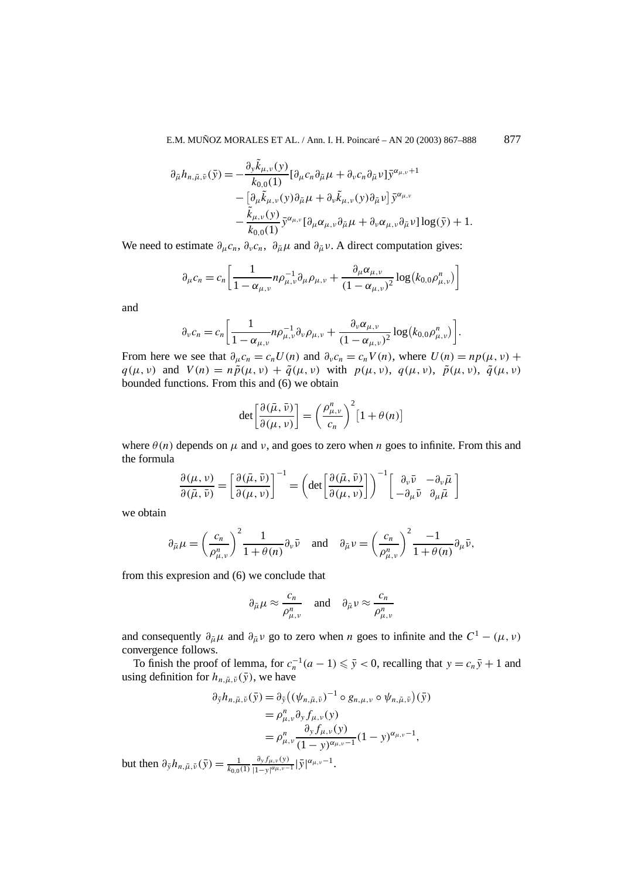$$
\begin{aligned}
\partial_{\bar\mu} h_{n,\bar\mu,\bar\nu}(\bar y) = &-\frac{\partial_y \tilde k_{\mu,\nu}(y)}{k_{0,0}(1)}[\partial_\mu c_n \partial_{\bar\mu}\mu + \partial_\nu c_n \partial_{\bar\mu}\nu]\bar y^{\alpha_{\mu,\nu}+1} \\
&- \left[\partial_\mu \tilde k_{\mu,\nu}(y)\partial_{\bar\mu}\mu + \partial_\nu \tilde k_{\mu,\nu}(y)\partial_{\bar\mu}\nu\right]\bar y^{\alpha_{\mu,\nu}} \\
&- \frac{\tilde k_{\mu,\nu}(y)}{k_{0,0}(1)}\bar y^{\alpha_{\mu,\nu}}[\partial_\mu \alpha_{\mu,\nu}\partial_{\bar\mu}\mu + \partial_\nu \alpha_{\mu,\nu}\partial_{\bar\mu}\nu]\log(\bar y) + 1.
\end{aligned}
$$

We need to estimate $\partial_\mu c_n$, $\partial_\nu c_n$, $\partial_{\bar\mu}\mu$ and $\partial_{\bar\mu}\nu$. A direct computation gives:

$$
\partial_\mu c_n = c_n\left[\frac{1}{1-\alpha_{\mu,\nu}} n\rho_{\mu,\nu}^{-1}\partial_\mu \rho_{\mu,\nu} + \frac{\partial_\mu \alpha_{\mu,\nu}}{(1-\alpha_{\mu,\nu})^2}\log\left(k_{0,0}\rho_{\mu,\nu}^n\right)\right]
$$

and

$$
\partial_\nu c_n = c_n\left[\frac{1}{1-\alpha_{\mu,\nu}} n\rho_{\mu,\nu}^{-1}\partial_\nu \rho_{\mu,\nu} + \frac{\partial_\nu \alpha_{\mu,\nu}}{(1-\alpha_{\mu,\nu})^2}\log\left(k_{0,0}\rho_{\mu,\nu}^n\right)\right].
$$

From here we see that $\partial_\mu c_n = c_n U(n)$ and $\partial_\nu c_n = c_n V(n)$, where $U(n) = np(\mu,\nu) + q(\mu,\nu)$ and $V(n) = n\tilde p(\mu,\nu) + \tilde q(\mu,\nu)$ with $p(\mu,\nu)$, $q(\mu,\nu)$, $\tilde p(\mu,\nu)$, $\tilde q(\mu,\nu)$ bounded functions. From this and (6) we obtain

$$
\det\left[\frac{\partial(\bar\mu,\bar\nu)}{\partial(\mu,\nu)}\right] = \left(\frac{\rho_{\mu,\nu}^n}{c_n}\right)^2\left[1+\theta(n)\right]
$$

where $\theta(n)$ depends on $\mu$ and $\nu$, and goes to zero when $n$ goes to infinite. From this and the formula

$$
\frac{\partial(\mu,\nu)}{\partial(\bar\mu,\bar\nu)} = \left[\frac{\partial(\bar\mu,\bar\nu)}{\partial(\mu,\nu)}\right]^{-1} = \left(\det\left[\frac{\partial(\bar\mu,\bar\nu)}{\partial(\mu,\nu)}\right]\right)^{-1}\begin{bmatrix}\partial_\nu\bar\nu & -\partial_\nu\bar\mu \\ -\partial_\mu\bar\nu & \partial_\mu\bar\mu\end{bmatrix}
$$

we obtain

$$
\partial_{\bar\mu}\mu = \left(\frac{c_n}{\rho_{\mu,\nu}^n}\right)^2\frac{1}{1+\theta(n)}\partial_\nu\bar\nu \quad \text{and} \quad \partial_{\bar\mu}\nu = \left(\frac{c_n}{\rho_{\mu,\nu}^n}\right)^2\frac{-1}{1+\theta(n)}\partial_\mu\bar\nu,
$$

from this expresion and (6) we conclude that

$$
\partial_{\bar\mu}\mu \approx \frac{c_n}{\rho_{\mu,\nu}^n} \quad \text{and} \quad \partial_{\bar\mu}\nu \approx \frac{c_n}{\rho_{\mu,\nu}^n}
$$

and consequently $\partial_{\bar\mu}\mu$ and $\partial_{\bar\mu}\nu$ go to zero when $n$ goes to infinite and the $C^1-(\mu,\nu)$ convergence follows.

To finish the proof of lemma, for $c_n^{-1}(a-1) \leqslant \bar y < 0$, recalling that $y = c_n\bar y + 1$ and using definition for $h_{n,\bar\mu,\bar\nu}(\bar y)$, we have

$$
\begin{aligned}
\partial_{\bar y} h_{n,\bar\mu,\bar\nu}(\bar y) &= \partial_{\bar y}\left((\psi_{n,\bar\mu,\bar\nu})^{-1}\circ g_{n,\mu,\nu}\circ\psi_{n,\bar\mu,\bar\nu}\right)(\bar y) \\
&= \rho_{\mu,\nu}^n \partial_y f_{\mu,\nu}(y) \\
&= \rho_{\mu,\nu}^n \frac{\partial_y f_{\mu,\nu}(y)}{(1-y)^{\alpha_{\mu,\nu}-1}}(1-y)^{\alpha_{\mu,\nu}-1},
\end{aligned}
$$

but then $\partial_{\bar y} h_{n,\bar\mu,\bar\nu}(\bar y) = \frac{1}{k_{0,0}(1)}\frac{\partial_y f_{\mu,\nu}(y)}{|1-y|^{\alpha_{\mu,\nu}-1}}|\bar y|^{\alpha_{\mu,\nu}-1}$.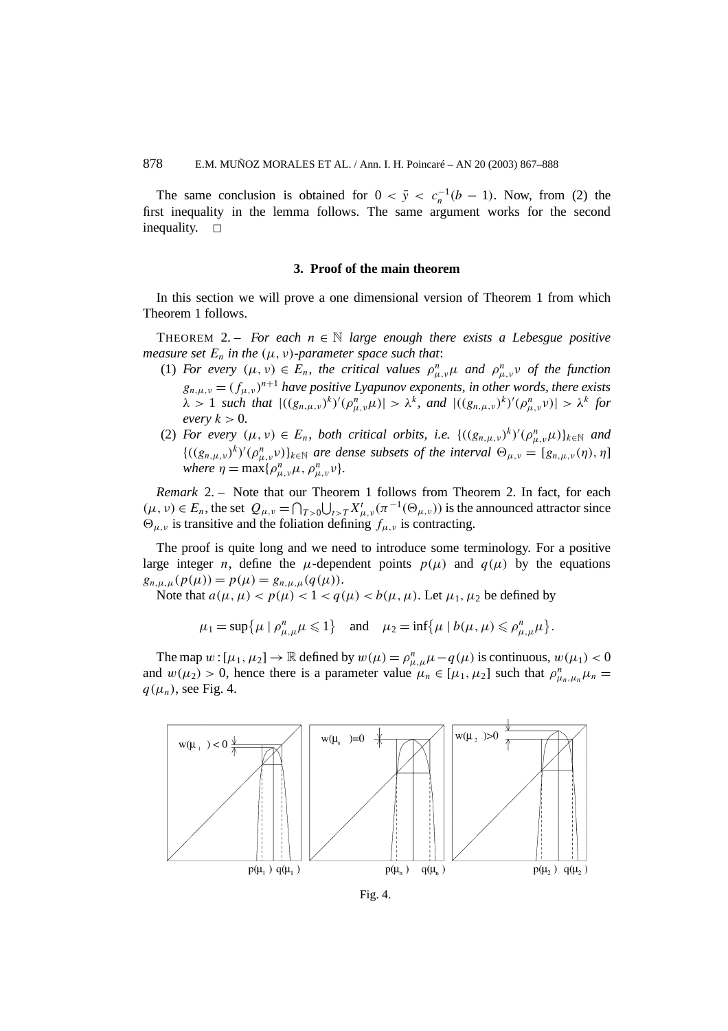The same conclusion is obtained for $0 < \bar{y} < c_n^{-1}(b-1)$. Now, from (2) the first inequality in the lemma follows. The same argument works for the second inequality. □

## 3. Proof of the main theorem

In this section we will prove a one dimensional version of Theorem 1 from which Theorem 1 follows.

THEOREM 2. – *For each $n \in \mathbb{N}$ large enough there exists a Lebesgue positive measure set $E_n$ in the $(\mu, \nu)$-parameter space such that*:

(1) *For every $(\mu, \nu) \in E_n$, the critical values $\rho^n_{\mu,\nu}\mu$ and $\rho^n_{\mu,\nu}\nu$ of the function $g_{n,\mu,\nu} = (f_{\mu,\nu})^{n+1}$ have positive Lyapunov exponents, in other words, there exists $\lambda > 1$ such that $|((g_{n,\mu,\nu})^k)'(\rho^n_{\mu,\nu}\mu)| > \lambda^k$, and $|((g_{n,\mu,\nu})^k)'(\rho^n_{\mu,\nu}\nu)| > \lambda^k$ for every $k > 0$.*

(2) *For every $(\mu, \nu) \in E_n$, both critical orbits, i.e. $\{((g_{n,\mu,\nu})^k)'(\rho^n_{\mu,\nu}\mu)\}_{k\in\mathbb{N}}$ and $\{((g_{n,\mu,\nu})^k)'(\rho^n_{\mu,\nu}\nu)\}_{k\in\mathbb{N}}$ are dense subsets of the interval $\Theta_{\mu,\nu} = [g_{n,\mu,\nu}(\eta), \eta]$ where $\eta = \max\{\rho^n_{\mu,\nu}\mu, \rho^n_{\mu,\nu}\nu\}$.*

*Remark* 2. – Note that our Theorem 1 follows from Theorem 2. In fact, for each $(\mu, \nu) \in E_n$, the set $Q_{\mu,\nu} = \bigcap_{T>0}\bigcup_{t>T} X^t_{\mu,\nu}(\pi^{-1}(\Theta_{\mu,\nu}))$ is the announced attractor since $\Theta_{\mu,\nu}$ is transitive and the foliation defining $f_{\mu,\nu}$ is contracting.

The proof is quite long and we need to introduce some terminology. For a positive large integer $n$, define the $\mu$-dependent points $p(\mu)$ and $q(\mu)$ by the equations $g_{n,\mu,\mu}(p(\mu)) = p(\mu) = g_{n,\mu,\mu}(q(\mu))$.

Note that $a(\mu, \mu) < p(\mu) < 1 < q(\mu) < b(\mu, \mu)$. Let $\mu_1, \mu_2$ be defined by

$$\mu_1 = \sup\{\mu \mid \rho^n_{\mu,\mu}\mu \leqslant 1\} \quad \text{and} \quad \mu_2 = \inf\{\mu \mid b(\mu, \mu) \leqslant \rho^n_{\mu,\mu}\mu\}.$$

The map $w : [\mu_1, \mu_2] \to \mathbb{R}$ defined by $w(\mu) = \rho^n_{\mu,\mu}\mu - q(\mu)$ is continuous, $w(\mu_1) < 0$ and $w(\mu_2) > 0$, hence there is a parameter value $\mu_n \in [\mu_1, \mu_2]$ such that $\rho^n_{\mu_n,\mu_n}\mu_n = q(\mu_n)$, see Fig. 4.

Fig. 4.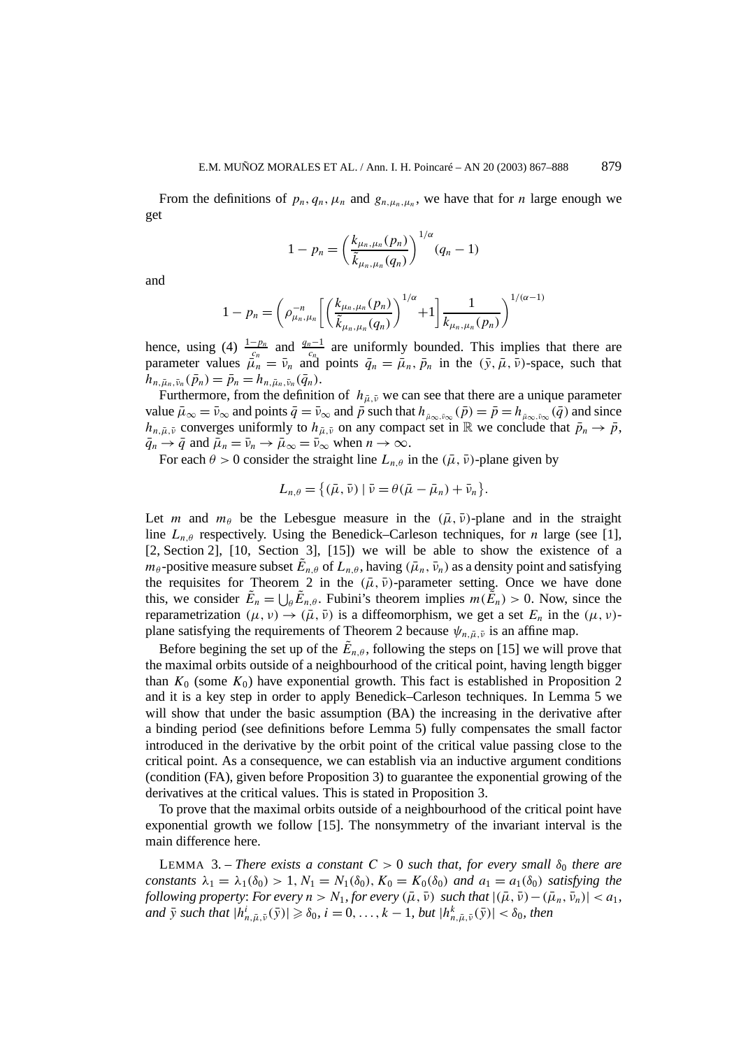From the definitions of $p_n, q_n, \mu_n$ and $g_{n,\mu_n,\mu_n}$, we have that for $n$ large enough we get

$$1 - p_n = \left(\frac{k_{\mu_n,\mu_n}(p_n)}{\tilde{k}_{\mu_n,\mu_n}(q_n)}\right)^{1/\alpha}(q_n - 1)$$

and

$$1 - p_n = \left(\rho_{\mu_n,\mu_n}^{-n}\left[\left(\frac{k_{\mu_n,\mu_n}(p_n)}{\tilde{k}_{\mu_n,\mu_n}(q_n)}\right)^{1/\alpha} + 1\right]\frac{1}{k_{\mu_n,\mu_n}(p_n)}\right)^{1/(\alpha-1)}$$

hence, using (4) $\frac{1-p_n}{c_n}$ and $\frac{q_n-1}{c_n}$ are uniformly bounded. This implies that there are parameter values $\bar{\mu}_n = \bar{\nu}_n$ and points $\bar{q}_n = \bar{\mu}_n, \bar{p}_n$ in the $(\bar{y}, \bar{\mu}, \bar{\nu})$-space, such that $h_{n,\bar{\mu}_n,\bar{\nu}_n}(\bar{p}_n) = \bar{p}_n = h_{n,\bar{\mu}_n,\bar{\nu}_n}(\bar{q}_n)$.

Furthermore, from the definition of $h_{\bar{\mu},\bar{\nu}}$ we can see that there are a unique parameter value $\bar{\mu}_\infty = \bar{\nu}_\infty$ and points $\bar{q} = \bar{\nu}_\infty$ and $\bar{p}$ such that $h_{\bar{\mu}_\infty,\bar{\nu}_\infty}(\bar{p}) = \bar{p} = h_{\bar{\mu}_\infty,\bar{\nu}_\infty}(\bar{q})$ and since $h_{n,\bar{\mu},\bar{\nu}}$ converges uniformly to $h_{\bar{\mu},\bar{\nu}}$ on any compact set in $\mathbb{R}$ we conclude that $\bar{p}_n \to \bar{p}$, $\bar{q}_n \to \bar{q}$ and $\bar{\mu}_n = \bar{\nu}_n \to \bar{\mu}_\infty = \bar{\nu}_\infty$ when $n \to \infty$.

For each $\theta > 0$ consider the straight line $L_{n,\theta}$ in the $(\bar{\mu}, \bar{\nu})$-plane given by

$$L_{n,\theta} = \{(\bar{\mu}, \bar{\nu}) \mid \bar{\nu} = \theta(\bar{\mu} - \bar{\mu}_n) + \bar{\nu}_n\}.$$

Let $m$ and $m_\theta$ be the Lebesgue measure in the $(\bar{\mu}, \bar{\nu})$-plane and in the straight line $L_{n,\theta}$ respectively. Using the Benedick–Carleson techniques, for $n$ large (see [1], [2, Section 2], [10, Section 3], [15]) we will be able to show the existence of a $m_\theta$-positive measure subset $\tilde{E}_{n,\theta}$ of $L_{n,\theta}$, having $(\bar{\mu}_n, \bar{\nu}_n)$ as a density point and satisfying the requisites for Theorem 2 in the $(\bar{\mu}, \bar{\nu})$-parameter setting. Once we have done this, we consider $\tilde{E}_n = \bigcup_\theta \tilde{E}_{n,\theta}$. Fubini's theorem implies $m(\tilde{E}_n) > 0$. Now, since the reparametrization $(\mu, \nu) \to (\bar{\mu}, \bar{\nu})$ is a diffeomorphism, we get a set $E_n$ in the $(\mu, \nu)$-plane satisfying the requirements of Theorem 2 because $\psi_{n,\bar{\mu},\bar{\nu}}$ is an affine map.

Before begining the set up of the $\tilde{E}_{n,\theta}$, following the steps on [15] we will prove that the maximal orbits outside of a neighbourhood of the critical point, having length bigger than $K_0$ (some $K_0$) have exponential growth. This fact is established in Proposition 2 and it is a key step in order to apply Benedick–Carleson techniques. In Lemma 5 we will show that under the basic assumption (BA) the increasing in the derivative after a binding period (see definitions before Lemma 5) fully compensates the small factor introduced in the derivative by the orbit point of the critical value passing close to the critical point. As a consequence, we can establish via an inductive argument conditions (condition (FA), given before Proposition 3) to guarantee the exponential growing of the derivatives at the critical values. This is stated in Proposition 3.

To prove that the maximal orbits outside of a neighbourhood of the critical point have exponential growth we follow [15]. The nonsymmetry of the invariant interval is the main difference here.

LEMMA 3. – *There exists a constant $C > 0$ such that, for every small $\delta_0$ there are constants $\lambda_1 = \lambda_1(\delta_0) > 1$, $N_1 = N_1(\delta_0)$, $K_0 = K_0(\delta_0)$ and $a_1 = a_1(\delta_0)$ satisfying the following property: For every $n > N_1$, for every $(\bar{\mu}, \bar{\nu})$ such that $|(\bar{\mu}, \bar{\nu}) - (\bar{\mu}_n, \bar{\nu}_n)| < a_1$, and $\bar{y}$ such that $|h^i_{n,\bar{\mu},\bar{\nu}}(\bar{y})| \geqslant \delta_0$, $i = 0, \ldots, k-1$, but $|h^k_{n,\bar{\mu},\bar{\nu}}(\bar{y})| < \delta_0$, then*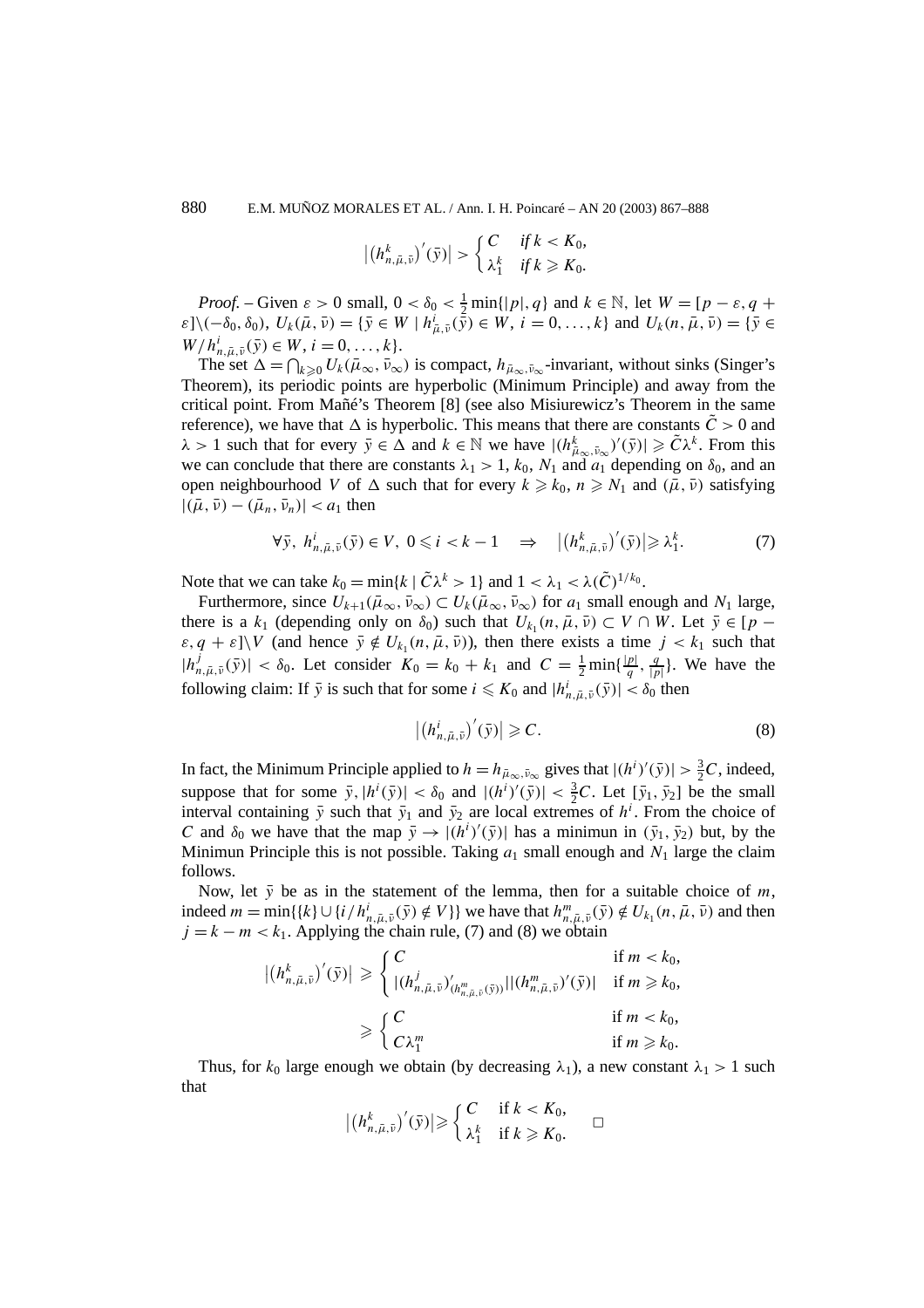$$\left|\left(h^k_{n,\bar\mu,\bar\nu}\right)'(\bar y)\right| > \begin{cases} C & \text{if } k < K_0, \\ \lambda_1^k & \text{if } k \geqslant K_0. \end{cases}$$

*Proof.* – Given $\varepsilon > 0$ small, $0 < \delta_0 < \frac{1}{2}\min\{|p|, q\}$ and $k \in \mathbb{N}$, let $W = [p - \varepsilon, q + \varepsilon]\setminus(-\delta_0, \delta_0)$, $U_k(\bar\mu, \bar\nu) = \{\bar y \in W \mid h^i_{\bar\mu,\bar\nu}(\bar y) \in W,\ i = 0, \dots, k\}$ and $U_k(n, \bar\mu, \bar\nu) = \{\bar y \in W / h^i_{n,\bar\mu,\bar\nu}(\bar y) \in W,\ i = 0, \dots, k\}$.

The set $\Delta = \bigcap_{k\geqslant 0} U_k(\bar\mu_\infty, \bar\nu_\infty)$ is compact, $h_{\bar\mu_\infty,\bar\nu_\infty}$-invariant, without sinks (Singer's Theorem), its periodic points are hyperbolic (Minimum Principle) and away from the critical point. From Mañé's Theorem [8] (see also Misiurewicz's Theorem in the same reference), we have that $\Delta$ is hyperbolic. This means that there are constants $\tilde C > 0$ and $\lambda > 1$ such that for every $\bar y \in \Delta$ and $k \in \mathbb{N}$ we have $|(h^k_{\bar\mu_\infty,\bar\nu_\infty})'(\bar y)| \geqslant \tilde C \lambda^k$. From this we can conclude that there are constants $\lambda_1 > 1$, $k_0$, $N_1$ and $a_1$ depending on $\delta_0$, and an open neighbourhood $V$ of $\Delta$ such that for every $k \geqslant k_0$, $n \geqslant N_1$ and $(\bar\mu, \bar\nu)$ satisfying $|(\bar\mu, \bar\nu) - (\bar\mu_n, \bar\nu_n)| < a_1$ then

$$\forall \bar y,\ h^i_{n,\bar\mu,\bar\nu}(\bar y) \in V,\ 0 \leqslant i < k - 1 \quad\Rightarrow\quad \left|\left(h^k_{n,\bar\mu,\bar\nu}\right)'(\bar y)\right| \geqslant \lambda_1^k. \tag{7}$$

Note that we can take $k_0 = \min\{k \mid \tilde C \lambda^k > 1\}$ and $1 < \lambda_1 < \lambda(\tilde C)^{1/k_0}$.

Furthermore, since $U_{k+1}(\bar\mu_\infty, \bar\nu_\infty) \subset U_k(\bar\mu_\infty, \bar\nu_\infty)$ for $a_1$ small enough and $N_1$ large, there is a $k_1$ (depending only on $\delta_0$) such that $U_{k_1}(n, \bar\mu, \bar\nu) \subset V \cap W$. Let $\bar y \in [p - \varepsilon, q + \varepsilon]\setminus V$ (and hence $\bar y \notin U_{k_1}(n, \bar\mu, \bar\nu)$), then there exists a time $j < k_1$ such that $|h^j_{n,\bar\mu,\bar\nu}(\bar y)| < \delta_0$. Let consider $K_0 = k_0 + k_1$ and $C = \frac{1}{2}\min\{\frac{|p|}{q}, \frac{q}{|p|}\}$. We have the following claim: If $\bar y$ is such that for some $i \leqslant K_0$ and $|h^i_{n,\bar\mu,\bar\nu}(\bar y)| < \delta_0$ then

$$\left|\left(h^i_{n,\bar\mu,\bar\nu}\right)'(\bar y)\right| \geqslant C. \tag{8}$$

In fact, the Minimum Principle applied to $h = h_{\bar\mu_\infty,\bar\nu_\infty}$ gives that $|(h^i)'(\bar y)| > \frac{3}{2}C$, indeed, suppose that for some $\bar y$, $|h^i(\bar y)| < \delta_0$ and $|(h^i)'(\bar y)| < \frac{3}{2}C$. Let $[\bar y_1, \bar y_2]$ be the small interval containing $\bar y$ such that $\bar y_1$ and $\bar y_2$ are local extremes of $h^i$. From the choice of $C$ and $\delta_0$ we have that the map $\bar y \to |(h^i)'(\bar y)|$ has a minimun in $(\bar y_1, \bar y_2)$ but, by the Minimun Principle this is not possible. Taking $a_1$ small enough and $N_1$ large the claim follows.

Now, let $\bar y$ be as in the statement of the lemma, then for a suitable choice of $m$, indeed $m = \min\{\{k\} \cup \{i / h^i_{n,\bar\mu,\bar\nu}(\bar y) \notin V\}\}$ we have that $h^m_{n,\bar\mu,\bar\nu}(\bar y) \notin U_{k_1}(n, \bar\mu, \bar\nu)$ and then $j = k - m < k_1$. Applying the chain rule, (7) and (8) we obtain

$$\begin{aligned}
\left|\left(h^k_{n,\bar\mu,\bar\nu}\right)'(\bar y)\right| &\geqslant \begin{cases} C & \text{if } m < k_0, \\ |(h^j_{n,\bar\mu,\bar\nu})'_{(h^m_{n,\bar\mu,\bar\nu}(\bar y))}||(h^m_{n,\bar\mu,\bar\nu})'(\bar y)| & \text{if } m \geqslant k_0, \end{cases} \\
&\geqslant \begin{cases} C & \text{if } m < k_0, \\ C\lambda_1^m & \text{if } m \geqslant k_0. \end{cases}
\end{aligned}$$

Thus, for $k_0$ large enough we obtain (by decreasing $\lambda_1$), a new constant $\lambda_1 > 1$ such that

$$\left|\left(h^k_{n,\bar\mu,\bar\nu}\right)'(\bar y)\right| \geqslant \begin{cases} C & \text{if } k < K_0, \\ \lambda_1^k & \text{if } k \geqslant K_0. \end{cases} \qquad \square$$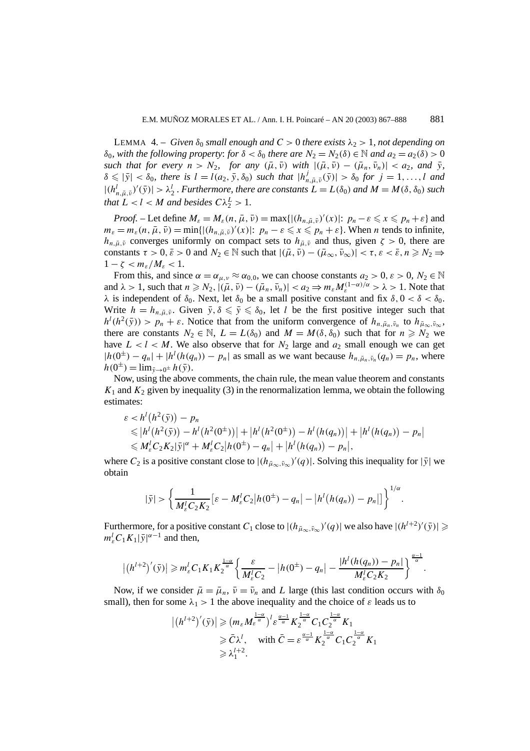LEMMA 4. – *Given $\delta_0$ small enough and $C > 0$ there exists $\lambda_2 > 1$, not depending on $\delta_0$, with the following property: for $\delta < \delta_0$ there are $N_2 = N_2(\delta) \in \mathbb{N}$ and $a_2 = a_2(\delta) > 0$ such that for every $n > N_2$, for any $(\bar{\mu}, \bar{\nu})$ with $|(\bar{\mu}, \bar{\nu}) - (\bar{\mu}_n, \bar{\nu}_n)| < a_2$, and $\bar{y}$, $\delta \leqslant |\bar{y}| < \delta_0$, there is $l = l(a_2, \bar{y}, \delta_0)$ such that $|h^j_{n,\bar{\mu},\bar{\nu}}(\bar{y})| > \delta_0$ for $j = 1, \ldots, l$ and $|(h^l_{n,\bar{\mu},\bar{\nu}})'(\bar{y})| > \lambda_2^l$. Furthermore, there are constants $L = L(\delta_0)$ and $M = M(\delta, \delta_0)$ such that $L < l < M$ and besides $C\lambda_2^L > 1$.*

*Proof.* – Let define $M_\varepsilon = M_\varepsilon(n, \bar{\mu}, \bar{\nu}) = \max\{|(h_{n,\bar{\mu},\bar{\nu}})'(x)|\colon\ p_n - \varepsilon \leqslant x \leqslant p_n + \varepsilon\}$ and $m_\varepsilon = m_\varepsilon(n, \bar{\mu}, \bar{\nu}) = \min\{|(h_{n,\bar{\mu},\bar{\nu}})'(x)|\colon\ p_n - \varepsilon \leqslant x \leqslant p_n + \varepsilon\}$. When $n$ tends to infinite, $h_{n,\bar{\mu},\bar{\nu}}$ converges uniformly on compact sets to $h_{\bar{\mu},\bar{\nu}}$ and thus, given $\zeta > 0$, there are constants $\tau > 0$, $\bar{\varepsilon} > 0$ and $N_2 \in \mathbb{N}$ such that $|(\bar{\mu}, \bar{\nu}) - (\bar{\mu}_\infty, \bar{\nu}_\infty)| < \tau, \varepsilon < \bar{\varepsilon}, n \geqslant N_2 \Rightarrow 1 - \zeta < m_\varepsilon/M_\varepsilon < 1$.

From this, and since $\alpha = \alpha_{\mu,\nu} \approx \alpha_{0,0}$, we can choose constants $a_2 > 0$, $\varepsilon > 0$, $N_2 \in \mathbb{N}$ and $\lambda > 1$, such that $n \geqslant N_2$, $|(\bar{\mu}, \bar{\nu}) - (\bar{\mu}_n, \bar{\nu}_n)| < a_2 \Rightarrow m_\varepsilon M_\varepsilon^{(1-\alpha)/\alpha} > \lambda > 1$. Note that $\lambda$ is independent of $\delta_0$. Next, let $\delta_0$ be a small positive constant and fix $\delta, 0 < \delta < \delta_0$. Write $h = h_{n,\bar{\mu},\bar{\nu}}$. Given $\bar{y}, \delta \leqslant \bar{y} \leqslant \delta_0$, let $l$ be the first positive integer such that $h^l(h^2(\bar{y})) > p_n + \varepsilon$. Notice that from the uniform convergence of $h_{n,\bar{\mu}_n,\bar{\nu}_n}$ to $h_{\bar{\mu}_\infty,\bar{\nu}_\infty}$, there are constants $N_2 \in \mathbb{N}$, $L = L(\delta_0)$ and $M = M(\delta, \delta_0)$ such that for $n \geqslant N_2$ we have $L < l < M$. We also observe that for $N_2$ large and $a_2$ small enough we can get $|h(0^\pm) - q_n| + |h^l(h(q_n)) - p_n|$ as small as we want because $h_{n,\bar{\mu}_n,\bar{\nu}_n}(q_n) = p_n$, where $h(0^\pm) = \lim_{\bar{y}\to 0^\pm} h(\bar{y})$.

Now, using the above comments, the chain rule, the mean value theorem and constants $K_1$ and $K_2$ given by inequality (3) in the renormalization lemma, we obtain the following estimates:

$$
\begin{aligned}
\varepsilon &< h^l\big(h^2(\bar{y})\big) - p_n \\
&\leqslant \big|h^l\big(h^2(\bar{y})\big) - h^l\big(h^2(0^\pm)\big)\big| + \big|h^l\big(h^2(0^\pm)\big) - h^l\big(h(q_n)\big)\big| + \big|h^l\big(h(q_n)\big) - p_n\big| \\
&\leqslant M_\varepsilon^l C_2 K_2 |\bar{y}|^\alpha + M_\varepsilon^l C_2 \big|h(0^\pm) - q_n\big| + \big|h^l\big(h(q_n)\big) - p_n\big|,
\end{aligned}
$$

where $C_2$ is a positive constant close to $|(h_{\bar{\mu}_\infty,\bar{\nu}_\infty})'(q)|$. Solving this inequality for $|\bar{y}|$ we obtain

$$
|\bar{y}| > \left\{ \frac{1}{M_\varepsilon^l C_2 K_2}\big[\varepsilon - M_\varepsilon^l C_2\big|h(0^\pm) - q_n\big| - \big|h^l\big(h(q_n)\big) - p_n\big|\big] \right\}^{1/\alpha}.
$$

Furthermore, for a positive constant $C_1$ close to $|(h_{\bar{\mu}_\infty,\bar{\nu}_\infty})'(q)|$ we also have $|(h^{l+2})'(\bar{y})| \geqslant m_\varepsilon^l C_1 K_1 |\bar{y}|^{\alpha-1}$ and then,

$$
\big|\big(h^{l+2}\big)'(\bar{y})\big| \geqslant m_\varepsilon^l C_1 K_1 K_2^{\frac{1-\alpha}{\alpha}} \left\{ \frac{\varepsilon}{M_\varepsilon^l C_2} - \big|h(0^\pm) - q_n\big| - \frac{|h^l(h(q_n)) - p_n|}{M_\varepsilon^l C_2 K_2} \right\}^{\frac{\alpha-1}{\alpha}}.
$$

Now, if we consider $\bar{\mu} = \bar{\mu}_n$, $\bar{\nu} = \bar{\nu}_n$ and $L$ large (this last condition occurs with $\delta_0$ small), then for some $\lambda_1 > 1$ the above inequality and the choice of $\varepsilon$ leads us to

$$
\begin{aligned}
\big|\big(h^{l+2}\big)'(\bar{y})\big| &\geqslant \big(m_\varepsilon M_\varepsilon^{\frac{1-\alpha}{\alpha}}\big)^l \varepsilon^{\frac{\alpha-1}{\alpha}} K_2^{\frac{1-\alpha}{\alpha}} C_1 C_2^{\frac{1-\alpha}{\alpha}} K_1 \\
&\geqslant \bar{C}\lambda^l, \quad \text{with } \bar{C} = \varepsilon^{\frac{\alpha-1}{\alpha}} K_2^{\frac{1-\alpha}{\alpha}} C_1 C_2^{\frac{1-\alpha}{\alpha}} K_1 \\
&\geqslant \lambda_1^{l+2}.
\end{aligned}
$$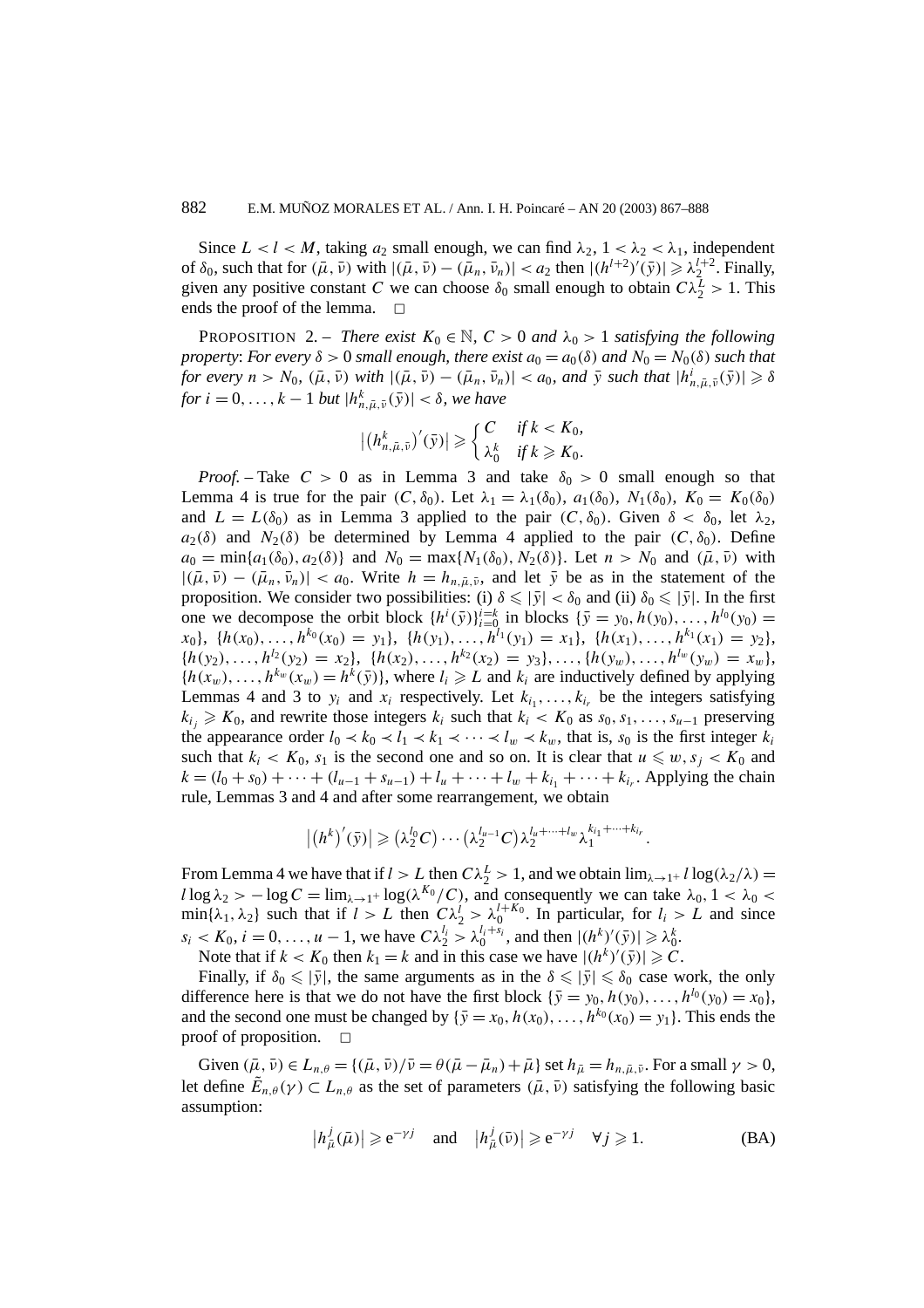Since $L < l < M$, taking $a_2$ small enough, we can find $\lambda_2$, $1 < \lambda_2 < \lambda_1$, independent of $\delta_0$, such that for $(\bar\mu, \bar\nu)$ with $|(\bar\mu, \bar\nu) - (\bar\mu_n, \bar\nu_n)| < a_2$ then $|(h^{l+2})'(\bar y)| \geqslant \lambda_2^{l+2}$. Finally, given any positive constant $C$ we can choose $\delta_0$ small enough to obtain $C\lambda_2^L > 1$. This ends the proof of the lemma. $\square$

PROPOSITION 2. – *There exist $K_0 \in \mathbb{N}$, $C > 0$ and $\lambda_0 > 1$ satisfying the following property*: *For every $\delta > 0$ small enough, there exist $a_0 = a_0(\delta)$ and $N_0 = N_0(\delta)$ such that for every $n > N_0$, $(\bar\mu, \bar\nu)$ with $|(\bar\mu, \bar\nu) - (\bar\mu_n, \bar\nu_n)| < a_0$, and $\bar y$ such that $|h^i_{n,\bar\mu,\bar\nu}(\bar y)| \geqslant \delta$ for $i = 0, \ldots, k-1$ but $|h^k_{n,\bar\mu,\bar\nu}(\bar y)| < \delta$, we have*

$$\left|\left(h^k_{n,\bar\mu,\bar\nu}\right)'(\bar y)\right| \geqslant \begin{cases} C & \text{if } k < K_0, \\ \lambda_0^k & \text{if } k \geqslant K_0. \end{cases}$$

*Proof.* – Take $C > 0$ as in Lemma 3 and take $\delta_0 > 0$ small enough so that Lemma 4 is true for the pair $(C, \delta_0)$. Let $\lambda_1 = \lambda_1(\delta_0)$, $a_1(\delta_0)$, $N_1(\delta_0)$, $K_0 = K_0(\delta_0)$ and $L = L(\delta_0)$ as in Lemma 3 applied to the pair $(C, \delta_0)$. Given $\delta < \delta_0$, let $\lambda_2$, $a_2(\delta)$ and $N_2(\delta)$ be determined by Lemma 4 applied to the pair $(C, \delta_0)$. Define $a_0 = \min\{a_1(\delta_0), a_2(\delta)\}$ and $N_0 = \max\{N_1(\delta_0), N_2(\delta)\}$. Let $n > N_0$ and $(\bar\mu, \bar\nu)$ with $|(\bar\mu, \bar\nu) - (\bar\mu_n, \bar\nu_n)| < a_0$. Write $h = h_{n,\bar\mu,\bar\nu}$, and let $\bar y$ be as in the statement of the proposition. We consider two possibilities: (i) $\delta \leqslant |\bar y| < \delta_0$ and (ii) $\delta_0 \leqslant |\bar y|$. In the first one we decompose the orbit block $\{h^i(\bar y)\}_{i=0}^{i=k}$ in blocks $\{\bar y = y_0, h(y_0), \ldots, h^{l_0}(y_0) = x_0\}$, $\{h(x_0), \ldots, h^{k_0}(x_0) = y_1\}$, $\{h(y_1), \ldots, h^{l_1}(y_1) = x_1\}$, $\{h(x_1), \ldots, h^{k_1}(x_1) = y_2\}$, $\{h(y_2), \ldots, h^{l_2}(y_2) = x_2\}$, $\{h(x_2), \ldots, h^{k_2}(x_2) = y_3\}, \ldots, \{h(y_w), \ldots, h^{l_w}(y_w) = x_w\}$, $\{h(x_w), \ldots, h^{k_w}(x_w) = h^k(\bar y)\}$, where $l_i \geqslant L$ and $k_i$ are inductively defined by applying Lemmas 4 and 3 to $y_i$ and $x_i$ respectively. Let $k_{i_1}, \ldots, k_{i_r}$ be the integers satisfying $k_{i_j} \geqslant K_0$, and rewrite those integers $k_i$ such that $k_i < K_0$ as $s_0, s_1, \ldots, s_{u-1}$ preserving the appearance order $l_0 \prec k_0 \prec l_1 \prec k_1 \prec \cdots \prec l_w \prec k_w$, that is, $s_0$ is the first integer $k_i$ such that $k_i < K_0$, $s_1$ is the second one and so on. It is clear that $u \leqslant w$, $s_j < K_0$ and $k = (l_0 + s_0) + \cdots + (l_{u-1} + s_{u-1}) + l_u + \cdots + l_w + k_{i_1} + \cdots + k_{i_r}$. Applying the chain rule, Lemmas 3 and 4 and after some rearrangement, we obtain

$$\left|\left(h^k\right)'(\bar y)\right| \geqslant \left(\lambda_2^{l_0} C\right) \cdots \left(\lambda_2^{l_{u-1}} C\right) \lambda_2^{l_u + \cdots + l_w} \lambda_1^{k_{i_1} + \cdots + k_{i_r}}.$$

From Lemma 4 we have that if $l > L$ then $C\lambda_2^L > 1$, and we obtain $\lim_{\lambda \to 1^+} l \log(\lambda_2/\lambda) = l \log \lambda_2 > -\log C = \lim_{\lambda \to 1^+} \log(\lambda^{K_0}/C)$, and consequently we can take $\lambda_0$, $1 < \lambda_0 < \min\{\lambda_1, \lambda_2\}$ such that if $l > L$ then $C\lambda_2^l > \lambda_0^{l+K_0}$. In particular, for $l_i > L$ and since $s_i < K_0$, $i = 0, \ldots, u-1$, we have $C\lambda_2^{l_i} > \lambda_0^{l_i + s_i}$, and then $|(h^k)'(\bar y)| \geqslant \lambda_0^k$.

Note that if $k < K_0$ then $k_1 = k$ and in this case we have $|(h^k)'(\bar y)| \geqslant C$.

Finally, if $\delta_0 \leqslant |\bar y|$, the same arguments as in the $\delta \leqslant |\bar y| \leqslant \delta_0$ case work, the only difference here is that we do not have the first block $\{\bar y = y_0, h(y_0), \ldots, h^{l_0}(y_0) = x_0\}$, and the second one must be changed by $\{\bar y = x_0, h(x_0), \ldots, h^{k_0}(x_0) = y_1\}$. This ends the proof of proposition. $\square$

Given $(\bar\mu, \bar\nu) \in L_{n,\theta} = \{(\bar\mu, \bar\nu)/\bar\nu = \theta(\bar\mu - \bar\mu_n) + \bar\mu\}$ set $h_{\bar\mu} = h_{n,\bar\mu,\bar\nu}$. For a small $\gamma > 0$, let define $\tilde E_{n,\theta}(\gamma) \subset L_{n,\theta}$ as the set of parameters $(\bar\mu, \bar\nu)$ satisfying the following basic assumption:

$$\left|h^j_{\bar\mu}(\bar\mu)\right| \geqslant \mathrm{e}^{-\gamma j} \quad \text{and} \quad \left|h^j_{\bar\mu}(\bar\nu)\right| \geqslant \mathrm{e}^{-\gamma j} \quad \forall j \geqslant 1. \tag{BA}$$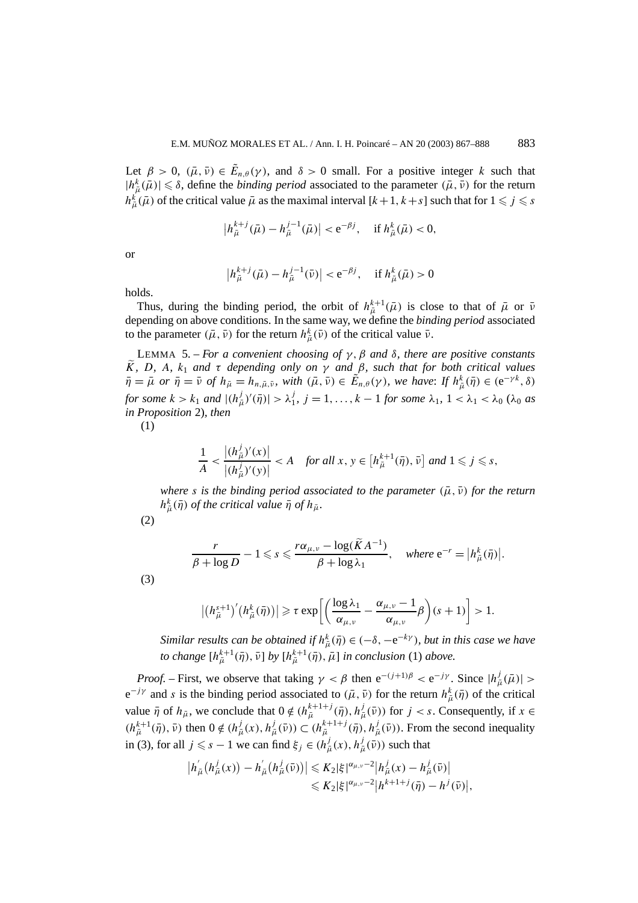Let $\beta > 0$, $(\bar{\mu}, \bar{\nu}) \in \tilde{E}_{n,\theta}(\gamma)$, and $\delta > 0$ small. For a positive integer $k$ such that $|h^k_{\bar{\mu}}(\bar{\mu})| \leqslant \delta$, define the *binding period* associated to the parameter $(\bar{\mu}, \bar{\nu})$ for the return $h^k_{\bar{\mu}}(\bar{\mu})$ of the critical value $\bar{\mu}$ as the maximal interval $[k+1, k+s]$ such that for $1 \leqslant j \leqslant s$

$$\left|h^{k+j}_{\bar{\mu}}(\bar{\mu}) - h^{j-1}_{\bar{\mu}}(\bar{\mu})\right| < \mathrm{e}^{-\beta j}, \quad \text{if } h^k_{\bar{\mu}}(\bar{\mu}) < 0,$$

or

$$\left|h^{k+j}_{\bar{\mu}}(\bar{\mu}) - h^{j-1}_{\bar{\mu}}(\bar{\nu})\right| < \mathrm{e}^{-\beta j}, \quad \text{if } h^k_{\bar{\mu}}(\bar{\mu}) > 0$$

holds.

Thus, during the binding period, the orbit of $h^{k+1}_{\bar{\mu}}(\bar{\mu})$ is close to that of $\bar{\mu}$ or $\bar{\nu}$ depending on above conditions. In the same way, we define the *binding period* associated to the parameter $(\bar{\mu}, \bar{\nu})$ for the return $h^k_{\bar{\mu}}(\bar{\nu})$ of the critical value $\bar{\nu}$.

LEMMA 5. – *For a convenient choosing of $\gamma, \beta$ and $\delta$, there are positive constants $\widetilde{K}$, $D$, $A$, $k_1$ and $\tau$ depending only on $\gamma$ and $\beta$, such that for both critical values $\bar{\eta} = \bar{\mu}$ or $\bar{\eta} = \bar{\nu}$ of $h_{\bar{\mu}} = h_{n,\bar{\mu},\bar{\nu}}$, with $(\bar{\mu}, \bar{\nu}) \in \tilde{E}_{n,\theta}(\gamma)$, we have: If $h^k_{\bar{\mu}}(\bar{\eta}) \in (\mathrm{e}^{-\gamma k}, \delta)$ for some $k > k_1$ and $|(h^j_{\bar{\mu}})'(\bar{\eta})| > \lambda_1^j$, $j = 1, \ldots, k-1$ for some $\lambda_1$, $1 < \lambda_1 < \lambda_0$ ($\lambda_0$ as in Proposition 2), then*

(1)

$$\frac{1}{A} < \frac{\left|(h^j_{\bar{\mu}})'(x)\right|}{\left|(h^j_{\bar{\mu}})'(y)\right|} < A \quad \textit{for all } x, y \in \left[h^{k+1}_{\bar{\mu}}(\bar{\eta}), \bar{\nu}\right] \textit{ and } 1 \leqslant j \leqslant s,$$

*where $s$ is the binding period associated to the parameter $(\bar{\mu}, \bar{\nu})$ for the return $h^k_{\bar{\mu}}(\bar{\eta})$ of the critical value $\bar{\eta}$ of $h_{\bar{\mu}}$.*

(2)

$$\frac{r}{\beta + \log D} - 1 \leqslant s \leqslant \frac{r\alpha_{\mu,\nu} - \log(\widetilde{K}A^{-1})}{\beta + \log \lambda_1}, \quad \textit{where } \mathrm{e}^{-r} = \left|h^k_{\bar{\mu}}(\bar{\eta})\right|.$$

(3)

$$\left|\left(h^{s+1}_{\bar{\mu}}\right)'\left(h^k_{\bar{\mu}}(\bar{\eta})\right)\right| \geqslant \tau \exp\left[\left(\frac{\log \lambda_1}{\alpha_{\mu,\nu}} - \frac{\alpha_{\mu,\nu} - 1}{\alpha_{\mu,\nu}}\beta\right)(s+1)\right] > 1.$$

*Similar results can be obtained if $h^k_{\bar{\mu}}(\bar{\eta}) \in (-\delta, -\mathrm{e}^{-k\gamma})$, but in this case we have to change $[h^{k+1}_{\bar{\mu}}(\bar{\eta}), \bar{\nu}]$ by $[h^{k+1}_{\bar{\mu}}(\bar{\eta}), \bar{\mu}]$ in conclusion* (1) *above.*

*Proof.* – First, we observe that taking $\gamma < \beta$ then $\mathrm{e}^{-(j+1)\beta} < \mathrm{e}^{-j\gamma}$. Since $|h^j_{\bar{\mu}}(\bar{\mu})| > \mathrm{e}^{-j\gamma}$ and $s$ is the binding period associated to $(\bar{\mu}, \bar{\nu})$ for the return $h^k_{\bar{\mu}}(\bar{\eta})$ of the critical value $\bar{\eta}$ of $h_{\bar{\mu}}$, we conclude that $0 \notin (h^{k+1+j}_{\bar{\mu}}(\bar{\eta}), h^j_{\bar{\mu}}(\bar{\nu}))$ for $j < s$. Consequently, if $x \in (h^{k+1}_{\bar{\mu}}(\bar{\eta}), \bar{\nu})$ then $0 \notin (h^j_{\bar{\mu}}(x), h^j_{\bar{\mu}}(\bar{\nu})) \subset (h^{k+1+j}_{\bar{\mu}}(\bar{\eta}), h^j_{\bar{\mu}}(\bar{\nu}))$. From the second inequality in (3), for all $j \leqslant s-1$ we can find $\xi_j \in (h^j_{\bar{\mu}}(x), h^j_{\bar{\mu}}(\bar{\nu}))$ such that

$$\begin{aligned}
\left|h'_{\bar{\mu}}\left(h^j_{\bar{\mu}}(x)\right) - h'_{\bar{\mu}}\left(h^j_{\bar{\mu}}(\bar{\nu})\right)\right| &\leqslant K_2|\xi|^{\alpha_{\mu,\nu}-2}\left|h^j_{\bar{\mu}}(x) - h^j_{\bar{\mu}}(\bar{\nu})\right| \\
&\leqslant K_2|\xi|^{\alpha_{\mu,\nu}-2}\left|h^{k+1+j}(\bar{\eta}) - h^j(\bar{\nu})\right|,
\end{aligned}$$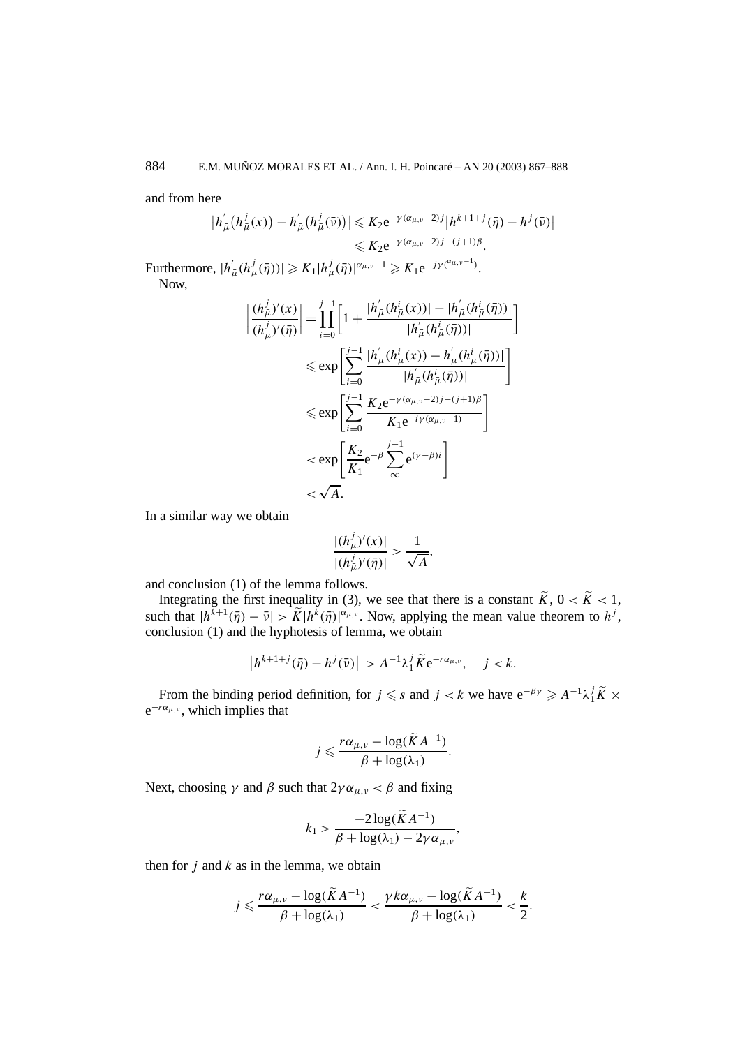and from here

$$\left|h_{\bar{\mu}}^{'}\left(h_{\bar{\mu}}^{j}(x)\right)-h_{\bar{\mu}}^{'}\left(h_{\bar{\mu}}^{j}(\bar{\nu})\right)\right| \leqslant K_2 \mathrm{e}^{-\gamma(\alpha_{\mu,\nu}-2)j}\left|h^{k+1+j}(\bar{\eta})-h^{j}(\bar{\nu})\right| \leqslant K_2 \mathrm{e}^{-\gamma(\alpha_{\mu,\nu}-2)j-(j+1)\beta}.$$

Furthermore, $|h_{\bar{\mu}}^{'}(h_{\bar{\mu}}^{j}(\bar{\eta}))| \geqslant K_1 |h_{\bar{\mu}}^{j}(\bar{\eta})|^{\alpha_{\mu,\nu}-1} \geqslant K_1 \mathrm{e}^{-j\gamma^{(\alpha_{\mu,\nu}-1)}}$.

Now,

$$\begin{aligned}
\left|\frac{(h_{\bar{\mu}}^{j})'(x)}{(h_{\bar{\mu}}^{j})'(\bar{\eta})}\right| &= \prod_{i=0}^{j-1}\left[1+\frac{|h_{\bar{\mu}}^{'}(h_{\bar{\mu}}^{i}(x))|-|h_{\bar{\mu}}^{'}(h_{\bar{\mu}}^{i}(\bar{\eta}))|}{|h_{\bar{\mu}}^{'}(h_{\bar{\mu}}^{i}(\bar{\eta}))|}\right] \\
&\leqslant \exp\left[\sum_{i=0}^{j-1}\frac{|h_{\bar{\mu}}^{'}(h_{\bar{\mu}}^{i}(x))-h_{\bar{\mu}}^{'}(h_{\bar{\mu}}^{i}(\bar{\eta}))|}{|h_{\bar{\mu}}^{'}(h_{\bar{\mu}}^{i}(\bar{\eta}))|}\right] \\
&\leqslant \exp\left[\sum_{i=0}^{j-1}\frac{K_2 \mathrm{e}^{-\gamma(\alpha_{\mu,\nu}-2)j-(j+1)\beta}}{K_1 \mathrm{e}^{-i\gamma(\alpha_{\mu,\nu}-1)}}\right] \\
&< \exp\left[\frac{K_2}{K_1}\mathrm{e}^{-\beta}\sum_{\infty}^{j-1}\mathrm{e}^{(\gamma-\beta)i}\right] \\
&< \sqrt{A}.
\end{aligned}$$

In a similar way we obtain

$$\frac{|(h_{\bar{\mu}}^{j})'(x)|}{|(h_{\bar{\mu}}^{j})'(\bar{\eta})|} > \frac{1}{\sqrt{A}},$$

and conclusion (1) of the lemma follows.

Integrating the first inequality in (3), we see that there is a constant $\widetilde{K}$, $0 < \widetilde{K} < 1$, such that $|h^{k+1}(\bar{\eta}) - \bar{\nu}| > \widetilde{K}|h^{k}(\bar{\eta})|^{\alpha_{\mu,\nu}}$. Now, applying the mean value theorem to $h^j$, conclusion (1) and the hyphotesis of lemma, we obtain

$$\left|h^{k+1+j}(\bar{\eta}) - h^{j}(\bar{\nu})\right| > A^{-1}\lambda_1^{j}\widetilde{K}\mathrm{e}^{-r\alpha_{\mu,\nu}}, \quad j < k.$$

From the binding period definition, for $j \leqslant s$ and $j < k$ we have $\mathrm{e}^{-\beta\gamma} \geqslant A^{-1}\lambda_1^{j}\widetilde{K} \times \mathrm{e}^{-r\alpha_{\mu,\nu}}$, which implies that

$$j \leqslant \frac{r\alpha_{\mu,\nu} - \log(\widetilde{K}A^{-1})}{\beta + \log(\lambda_1)}.$$

Next, choosing $\gamma$ and $\beta$ such that $2\gamma\alpha_{\mu,\nu} < \beta$ and fixing

$$k_1 > \frac{-2\log(\widetilde{K}A^{-1})}{\beta + \log(\lambda_1) - 2\gamma\alpha_{\mu,\nu}},$$

then for $j$ and $k$ as in the lemma, we obtain

$$j \leqslant \frac{r\alpha_{\mu,\nu} - \log(\widetilde{K}A^{-1})}{\beta + \log(\lambda_1)} < \frac{\gamma k\alpha_{\mu,\nu} - \log(\widetilde{K}A^{-1})}{\beta + \log(\lambda_1)} < \frac{k}{2}.$$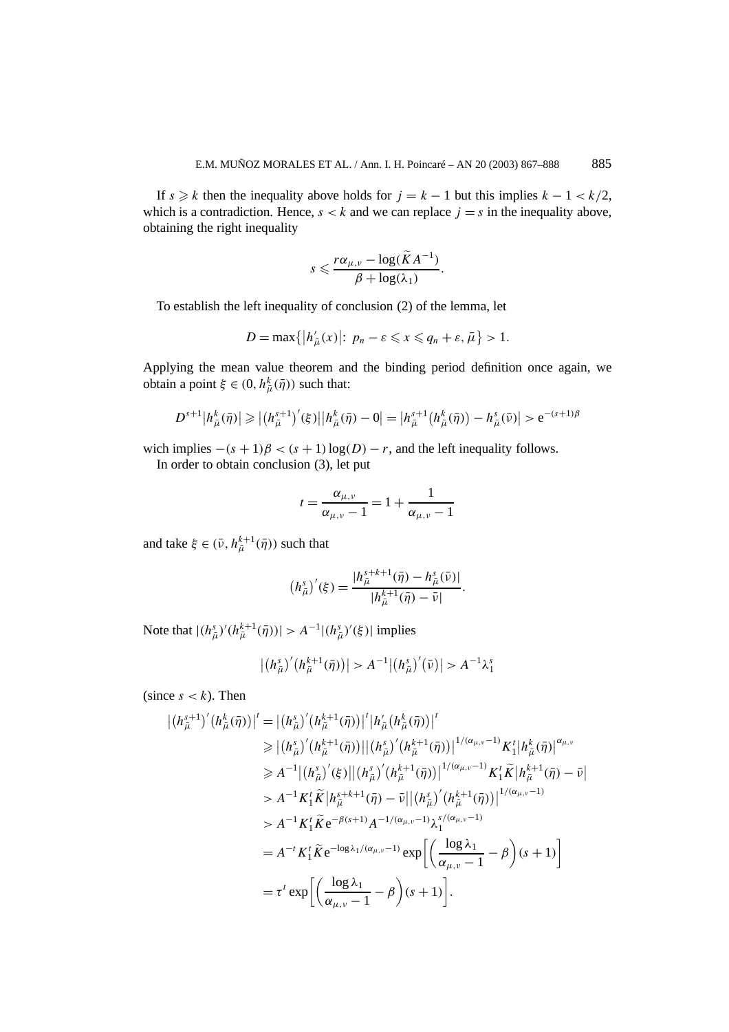If $s \geqslant k$ then the inequality above holds for $j = k-1$ but this implies $k - 1 < k/2$, which is a contradiction. Hence, $s < k$ and we can replace $j = s$ in the inequality above, obtaining the right inequality

$$s \leqslant \frac{r\alpha_{\mu,\nu} - \log(\widetilde{K}A^{-1})}{\beta + \log(\lambda_1)}.$$

To establish the left inequality of conclusion (2) of the lemma, let

$$D = \max\{|h'_{\bar{\mu}}(x)|\colon\ p_n - \varepsilon \leqslant x \leqslant q_n + \varepsilon, \bar{\mu}\} > 1.$$

Applying the mean value theorem and the binding period definition once again, we obtain a point $\xi \in (0, h^k_{\bar{\mu}}(\bar{\eta}))$ such that:

$$D^{s+1}|h^k_{\bar{\mu}}(\bar{\eta})| \geqslant |(h^{s+1}_{\bar{\mu}})'(\xi)||h^k_{\bar{\mu}}(\bar{\eta}) - 0| = |h^{s+1}_{\bar{\mu}}(h^k_{\bar{\mu}}(\bar{\eta})) - h^s_{\bar{\mu}}(\bar{\nu})| > \mathrm{e}^{-(s+1)\beta}$$

wich implies $-(s+1)\beta < (s+1)\log(D) - r$, and the left inequality follows.

In order to obtain conclusion (3), let put

$$t = \frac{\alpha_{\mu,\nu}}{\alpha_{\mu,\nu} - 1} = 1 + \frac{1}{\alpha_{\mu,\nu} - 1}$$

and take $\xi \in (\bar{\nu}, h^{k+1}_{\bar{\mu}}(\bar{\eta}))$ such that

$$(h^s_{\bar{\mu}})'(\xi) = \frac{|h^{s+k+1}_{\bar{\mu}}(\bar{\eta}) - h^s_{\bar{\mu}}(\bar{\nu})|}{|h^{k+1}_{\bar{\mu}}(\bar{\eta}) - \bar{\nu}|}.$$

Note that $|(h^s_{\bar{\mu}})'(h^{k+1}_{\bar{\mu}}(\bar{\eta}))| > A^{-1}|(h^s_{\bar{\mu}})'(\xi)|$ implies

$$|(h^s_{\bar{\mu}})'(h^{k+1}_{\bar{\mu}}(\bar{\eta}))| > A^{-1}|(h^s_{\bar{\mu}})'(\bar{\nu})| > A^{-1}\lambda_1^s$$

(since $s < k$). Then

$$\begin{aligned}
|(h^{s+1}_{\bar{\mu}})'(h^k_{\bar{\mu}}(\bar{\eta}))|^t &= |(h^s_{\bar{\mu}})'(h^{k+1}_{\bar{\mu}}(\bar{\eta}))|^t |h'_{\bar{\mu}}(h^k_{\bar{\mu}}(\bar{\eta}))|^t \\
&\geqslant |(h^s_{\bar{\mu}})'(h^{k+1}_{\bar{\mu}}(\bar{\eta}))||(h^s_{\bar{\mu}})'(h^{k+1}_{\bar{\mu}}(\bar{\eta}))|^{1/(\alpha_{\mu,\nu}-1)} K_1^t |h^k_{\bar{\mu}}(\bar{\eta})|^{\alpha_{\mu,\nu}} \\
&\geqslant A^{-1}|(h^s_{\bar{\mu}})'(\xi)||(h^s_{\bar{\mu}})'(h^{k+1}_{\bar{\mu}}(\bar{\eta}))|^{1/(\alpha_{\mu,\nu}-1)} K_1^t \widetilde{K}|h^{k+1}_{\bar{\mu}}(\bar{\eta}) - \bar{\nu}| \\
&> A^{-1}K_1^t\widetilde{K}|h^{s+k+1}_{\bar{\mu}}(\bar{\eta}) - \bar{\nu}||(h^s_{\bar{\mu}})'(h^{k+1}_{\bar{\mu}}(\bar{\eta}))|^{1/(\alpha_{\mu,\nu}-1)} \\
&> A^{-1}K_1^t\widetilde{K}\mathrm{e}^{-\beta(s+1)}A^{-1/(\alpha_{\mu,\nu}-1)}\lambda_1^{s/(\alpha_{\mu,\nu}-1)} \\
&= A^{-t}K_1^t\widetilde{K}\mathrm{e}^{-\log\lambda_1/(\alpha_{\mu,\nu}-1)}\exp\left[\left(\frac{\log\lambda_1}{\alpha_{\mu,\nu}-1} - \beta\right)(s+1)\right] \\
&= \tau^t \exp\left[\left(\frac{\log\lambda_1}{\alpha_{\mu,\nu}-1} - \beta\right)(s+1)\right].
\end{aligned}$$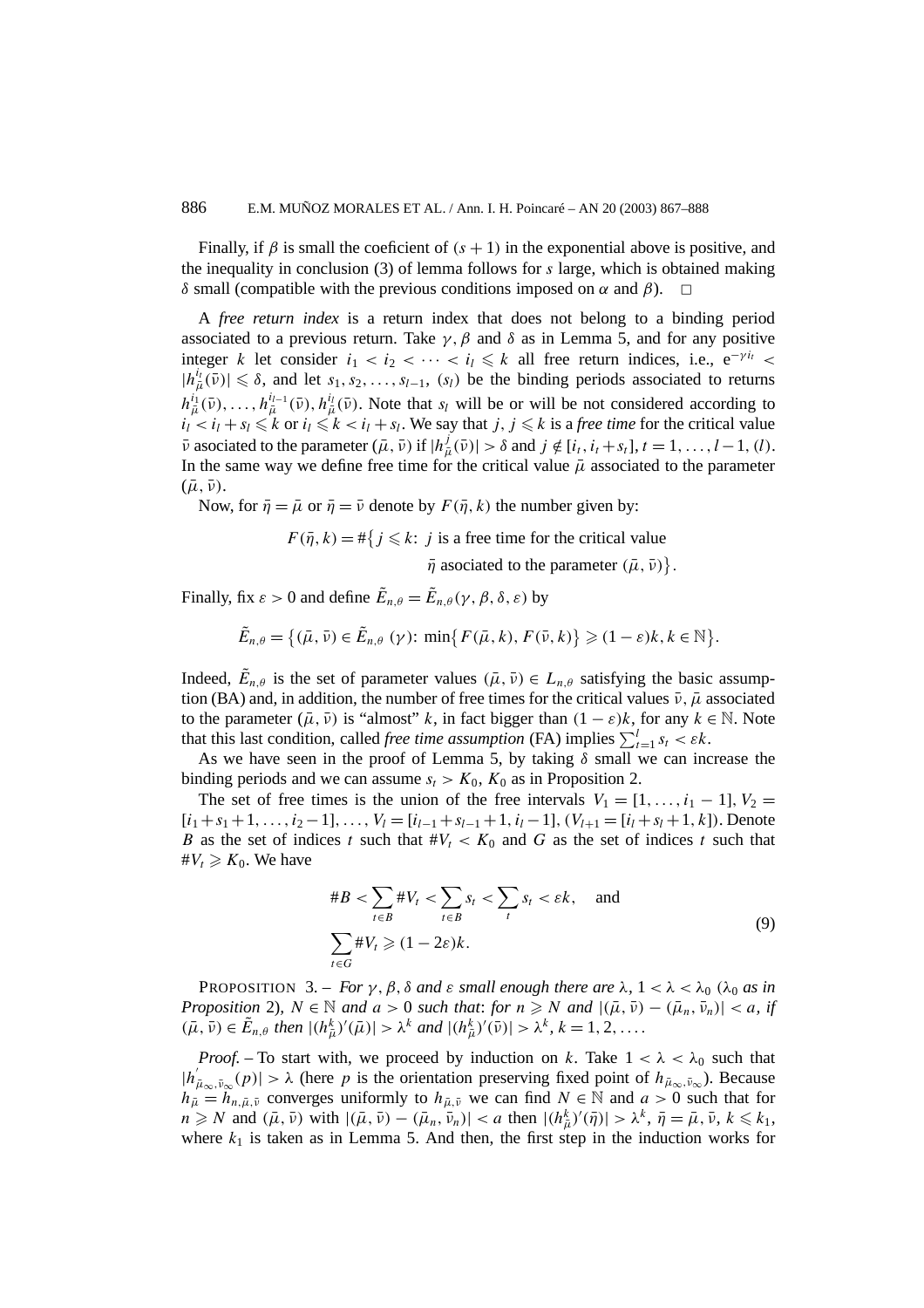Finally, if $\beta$ is small the coeficient of $(s+1)$ in the exponential above is positive, and the inequality in conclusion (3) of lemma follows for $s$ large, which is obtained making $\delta$ small (compatible with the previous conditions imposed on $\alpha$ and $\beta$). $\square$

A *free return index* is a return index that does not belong to a binding period associated to a previous return. Take $\gamma, \beta$ and $\delta$ as in Lemma 5, and for any positive integer $k$ let consider $i_1 < i_2 < \cdots < i_l \leqslant k$ all free return indices, i.e., $e^{-\gamma i_t} < |h_{\bar{\mu}}^{i_t}(\bar{\nu})| \leqslant \delta$, and let $s_1, s_2, \ldots, s_{l-1}, (s_l)$ be the binding periods associated to returns $h_{\bar{\mu}}^{i_1}(\bar{\nu}), \ldots, h_{\bar{\mu}}^{i_{l-1}}(\bar{\nu}), h_{\bar{\mu}}^{i_l}(\bar{\nu})$. Note that $s_l$ will be or will be not considered according to $i_l < i_l + s_l \leqslant k$ or $i_l \leqslant k < i_l + s_l$. We say that $j$, $j \leqslant k$ is a *free time* for the critical value $\bar{\nu}$ asociated to the parameter $(\bar{\mu}, \bar{\nu})$ if $|h_{\bar{\mu}}^{j}(\bar{\nu})| > \delta$ and $j \notin [i_t, i_t + s_t]$, $t = 1, \ldots, l-1, (l)$. In the same way we define free time for the critical value $\bar{\mu}$ associated to the parameter $(\bar{\mu}, \bar{\nu})$.

Now, for $\bar{\eta} = \bar{\mu}$ or $\bar{\eta} = \bar{\nu}$ denote by $F(\bar{\eta}, k)$ the number given by:

$$F(\bar{\eta}, k) = \#\{ j \leqslant k \text{: } j \text{ is a free time for the critical value } \bar{\eta} \text{ asociated to the parameter } (\bar{\mu}, \bar{\nu})\}.$$

Finally, fix $\varepsilon > 0$ and define $\tilde{E}_{n,\theta} = \tilde{E}_{n,\theta}(\gamma, \beta, \delta, \varepsilon)$ by

$$\tilde{E}_{n,\theta} = \{(\bar{\mu}, \bar{\nu}) \in \tilde{E}_{n,\theta}\ (\gamma) \text{: } \min\{F(\bar{\mu}, k), F(\bar{\nu}, k)\} \geqslant (1-\varepsilon)k, k \in \mathbb{N}\}.$$

Indeed, $\tilde{E}_{n,\theta}$ is the set of parameter values $(\bar{\mu}, \bar{\nu}) \in L_{n,\theta}$ satisfying the basic assumption (BA) and, in addition, the number of free times for the critical values $\bar{\nu}, \bar{\mu}$ associated to the parameter $(\bar{\mu}, \bar{\nu})$ is "almost" $k$, in fact bigger than $(1-\varepsilon)k$, for any $k \in \mathbb{N}$. Note that this last condition, called *free time assumption* (FA) implies $\sum_{t=1}^{l} s_t < \varepsilon k$.

As we have seen in the proof of Lemma 5, by taking $\delta$ small we can increase the binding periods and we can assume $s_t > K_0$, $K_0$ as in Proposition 2.

The set of free times is the union of the free intervals $V_1 = [1, \ldots, i_1 - 1]$, $V_2 = [i_1 + s_1 + 1, \ldots, i_2 - 1], \ldots, V_l = [i_{l-1} + s_{l-1} + 1, i_l - 1]$, $(V_{l+1} = [i_l + s_l + 1, k])$. Denote $B$ as the set of indices $t$ such that $\#V_t < K_0$ and $G$ as the set of indices $t$ such that $\#V_t \geqslant K_0$. We have

$$\#B < \sum_{t \in B} \#V_t < \sum_{t \in B} s_t < \sum_t s_t < \varepsilon k, \quad \text{and}$$
$$\sum_{t \in G} \#V_t \geqslant (1 - 2\varepsilon)k. \tag{9}$$

PROPOSITION 3. – *For $\gamma, \beta, \delta$ and $\varepsilon$ small enough there are $\lambda$, $1 < \lambda < \lambda_0$ ($\lambda_0$ as in Proposition 2), $N \in \mathbb{N}$ and $a > 0$ such that: for $n \geqslant N$ and $|(\bar{\mu}, \bar{\nu}) - (\bar{\mu}_n, \bar{\nu}_n)| < a$, if $(\bar{\mu}, \bar{\nu}) \in \tilde{E}_{n,\theta}$ then $|(h_{\bar{\mu}}^k)'(\bar{\mu})| > \lambda^k$ and $|(h_{\bar{\mu}}^k)'(\bar{\nu})| > \lambda^k$, $k = 1, 2, \ldots$.*

*Proof.* – To start with, we proceed by induction on $k$. Take $1 < \lambda < \lambda_0$ such that $|h'_{\bar{\mu}_\infty, \bar{\nu}_\infty}(p)| > \lambda$ (here $p$ is the orientation preserving fixed point of $h_{\bar{\mu}_\infty, \bar{\nu}_\infty}$). Because $h_{\bar{\mu}} = h_{n,\bar{\mu},\bar{\nu}}$ converges uniformly to $h_{\bar{\mu},\bar{\nu}}$ we can find $N \in \mathbb{N}$ and $a > 0$ such that for $n \geqslant N$ and $(\bar{\mu}, \bar{\nu})$ with $|(\bar{\mu}, \bar{\nu}) - (\bar{\mu}_n, \bar{\nu}_n)| < a$ then $|(h_{\bar{\mu}}^k)'(\bar{\eta})| > \lambda^k$, $\bar{\eta} = \bar{\mu}, \bar{\nu}$, $k \leqslant k_1$, where $k_1$ is taken as in Lemma 5. And then, the first step in the induction works for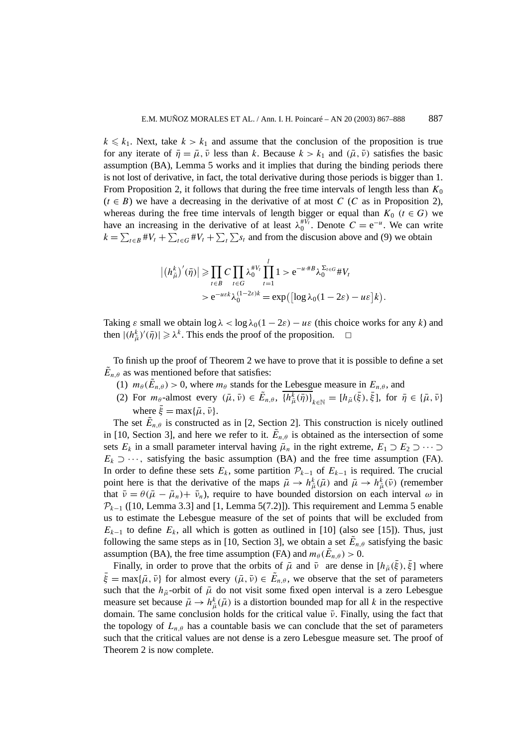$k \leqslant k_1$. Next, take $k > k_1$ and assume that the conclusion of the proposition is true for any iterate of $\bar{\eta} = \bar{\mu}, \bar{\nu}$ less than $k$. Because $k > k_1$ and $(\bar{\mu}, \bar{\nu})$ satisfies the basic assumption (BA), Lemma 5 works and it implies that during the binding periods there is not lost of derivative, in fact, the total derivative during those periods is bigger than 1. From Proposition 2, it follows that during the free time intervals of length less than $K_0$ $(t \in B)$ we have a decreasing in the derivative of at most $C$ ($C$ as in Proposition 2), whereas during the free time intervals of length bigger or equal than $K_0$ $(t \in G)$ we have an increasing in the derivative of at least $\lambda_0^{\# V_t}$. Denote $C = \mathrm{e}^{-u}$. We can write $k = \sum_{t \in B} \# V_t + \sum_{t \in G} \# V_t + \sum_t \sum s_t$ and from the discusion above and (9) we obtain

$$
\begin{aligned}
\left|\left(h_{\bar{\mu}}^k\right)'(\bar{\eta})\right| &\geqslant \prod_{t \in B} C \prod_{t \in G} \lambda_0^{\# V_t} \prod_{t=1}^{l} 1 > \mathrm{e}^{-u \cdot \# B} \lambda_0^{\sum_{t \in G} \# V_t} \\
&> \mathrm{e}^{-u \varepsilon k} \lambda_0^{(1-2\varepsilon)k} = \exp\left(\left[\log \lambda_0 (1 - 2\varepsilon) - u\varepsilon\right] k\right).
\end{aligned}
$$

Taking $\varepsilon$ small we obtain $\log \lambda < \log \lambda_0 (1 - 2\varepsilon) - u\varepsilon$ (this choice works for any $k$) and then $|(h_{\bar{\mu}}^k)'(\bar{\eta})| \geqslant \lambda^k$. This ends the proof of the proposition. $\square$

To finish up the proof of Theorem 2 we have to prove that it is possible to define a set $\tilde{E}_{n,\theta}$ as was mentioned before that satisfies:

1. $m_\theta(\tilde{E}_{n,\theta}) > 0$, where $m_\theta$ stands for the Lebesgue measure in $E_{n,\theta}$, and
2. For $m_\theta$-almost every $(\bar{\mu}, \bar{\nu}) \in \tilde{E}_{n,\theta}$, $\overline{\{h_{\bar{\mu}}^k(\bar{\eta})\}}_{k \in \mathbb{N}} = [h_{\bar{\mu}}(\bar{\xi}), \bar{\xi}]$, for $\bar{\eta} \in \{\bar{\mu}, \bar{\nu}\}$ where $\bar{\xi} = \max\{\bar{\mu}, \bar{\nu}\}$.

The set $\tilde{E}_{n,\theta}$ is constructed as in [2, Section 2]. This construction is nicely outlined in [10, Section 3], and here we refer to it. $\tilde{E}_{n,\theta}$ is obtained as the intersection of some sets $E_k$ in a small parameter interval having $\bar{\mu}_n$ in the right extreme, $E_1 \supset E_2 \supset \cdots \supset E_k \supset \cdots$, satisfying the basic assumption (BA) and the free time assumption (FA). In order to define these sets $E_k$, some partition $\mathcal{P}_{k-1}$ of $E_{k-1}$ is required. The crucial point here is that the derivative of the maps $\bar{\mu} \to h_{\bar{\mu}}^k(\bar{\mu})$ and $\bar{\mu} \to h_{\bar{\mu}}^k(\bar{\nu})$ (remember that $\bar{\nu} = \theta(\bar{\mu} - \bar{\mu}_n) + \bar{\nu}_n$), require to have bounded distorsion on each interval $\omega$ in $\mathcal{P}_{k-1}$ ([10, Lemma 3.3] and [1, Lemma 5(7.2)]). This requirement and Lemma 5 enable us to estimate the Lebesgue measure of the set of points that will be excluded from $E_{k-1}$ to define $E_k$, all which is gotten as outlined in [10] (also see [15]). Thus, just following the same steps as in [10, Section 3], we obtain a set $\tilde{E}_{n,\theta}$ satisfying the basic assumption (BA), the free time assumption (FA) and $m_\theta(\tilde{E}_{n,\theta}) > 0$.

Finally, in order to prove that the orbits of $\bar{\mu}$ and $\bar{\nu}$ are dense in $[h_{\bar{\mu}}(\bar{\xi}), \bar{\xi}]$ where $\bar{\xi} = \max\{\bar{\mu}, \bar{\nu}\}$ for almost every $(\bar{\mu}, \bar{\nu}) \in \tilde{E}_{n,\theta}$, we observe that the set of parameters such that the $h_{\bar{\mu}}$-orbit of $\bar{\mu}$ do not visit some fixed open interval is a zero Lebesgue measure set because $\bar{\mu} \to h_{\bar{\mu}}^k(\bar{\mu})$ is a distortion bounded map for all $k$ in the respective domain. The same conclusion holds for the critical value $\bar{\nu}$. Finally, using the fact that the topology of $L_{n,\theta}$ has a countable basis we can conclude that the set of parameters such that the critical values are not dense is a zero Lebesgue measure set. The proof of Theorem 2 is now complete.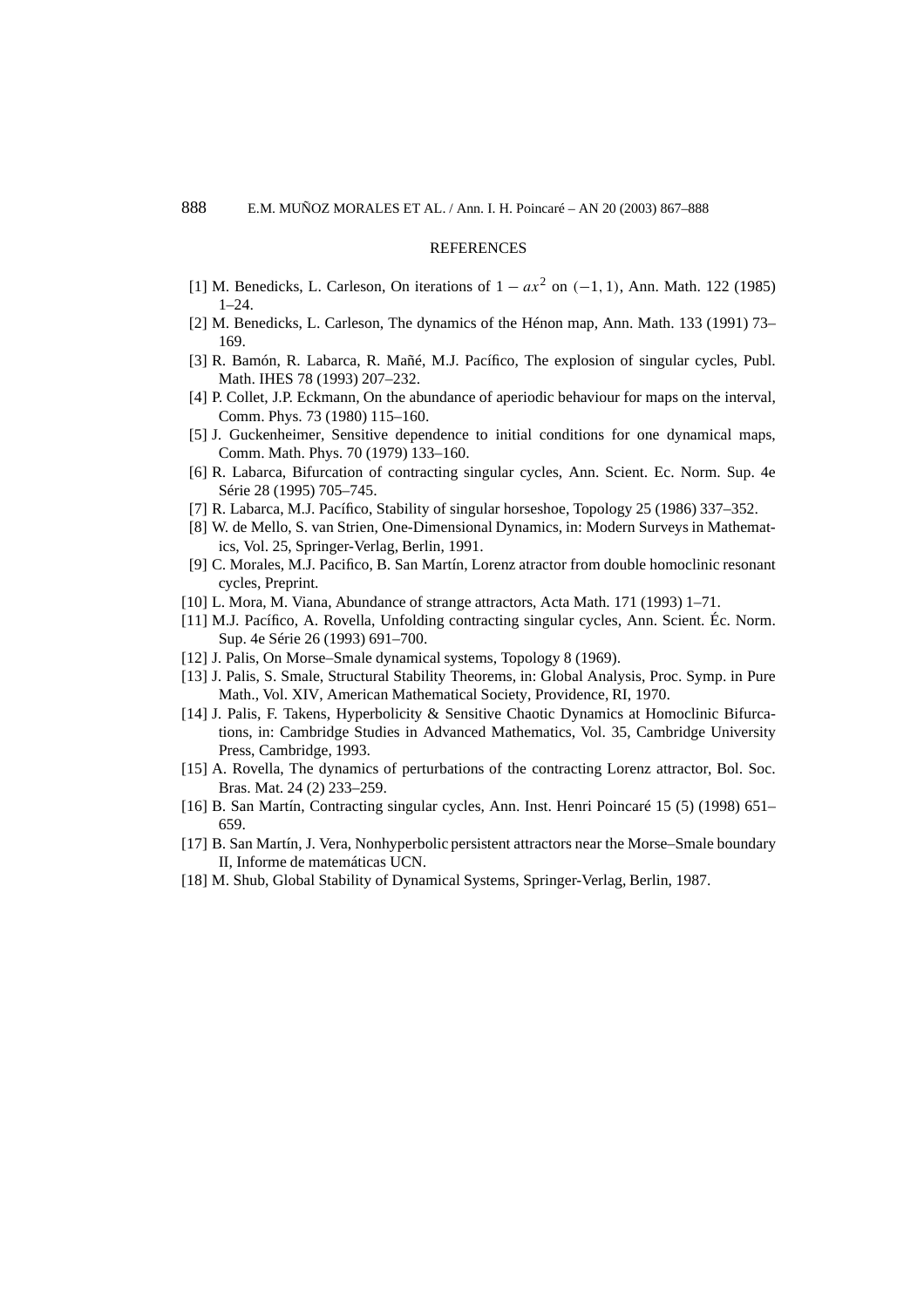## REFERENCES

[1] M. Benedicks, L. Carleson, On iterations of $1 - ax^2$ on $(-1, 1)$, Ann. Math. 122 (1985) 1–24.

[2] M. Benedicks, L. Carleson, The dynamics of the Hénon map, Ann. Math. 133 (1991) 73–169.

[3] R. Bamón, R. Labarca, R. Mañé, M.J. Pacífico, The explosion of singular cycles, Publ. Math. IHES 78 (1993) 207–232.

[4] P. Collet, J.P. Eckmann, On the abundance of aperiodic behaviour for maps on the interval, Comm. Phys. 73 (1980) 115–160.

[5] J. Guckenheimer, Sensitive dependence to initial conditions for one dynamical maps, Comm. Math. Phys. 70 (1979) 133–160.

[6] R. Labarca, Bifurcation of contracting singular cycles, Ann. Scient. Ec. Norm. Sup. 4e Série 28 (1995) 705–745.

[7] R. Labarca, M.J. Pacífico, Stability of singular horseshoe, Topology 25 (1986) 337–352.

[8] W. de Mello, S. van Strien, One-Dimensional Dynamics, in: Modern Surveys in Mathematics, Vol. 25, Springer-Verlag, Berlin, 1991.

[9] C. Morales, M.J. Pacifico, B. San Martín, Lorenz atractor from double homoclinic resonant cycles, Preprint.

[10] L. Mora, M. Viana, Abundance of strange attractors, Acta Math. 171 (1993) 1–71.

[11] M.J. Pacífico, A. Rovella, Unfolding contracting singular cycles, Ann. Scient. Éc. Norm. Sup. 4e Série 26 (1993) 691–700.

[12] J. Palis, On Morse–Smale dynamical systems, Topology 8 (1969).

[13] J. Palis, S. Smale, Structural Stability Theorems, in: Global Analysis, Proc. Symp. in Pure Math., Vol. XIV, American Mathematical Society, Providence, RI, 1970.

[14] J. Palis, F. Takens, Hyperbolicity & Sensitive Chaotic Dynamics at Homoclinic Bifurcations, in: Cambridge Studies in Advanced Mathematics, Vol. 35, Cambridge University Press, Cambridge, 1993.

[15] A. Rovella, The dynamics of perturbations of the contracting Lorenz attractor, Bol. Soc. Bras. Mat. 24 (2) 233–259.

[16] B. San Martín, Contracting singular cycles, Ann. Inst. Henri Poincaré 15 (5) (1998) 651–659.

[17] B. San Martín, J. Vera, Nonhyperbolic persistent attractors near the Morse–Smale boundary II, Informe de matemáticas UCN.

[18] M. Shub, Global Stability of Dynamical Systems, Springer-Verlag, Berlin, 1987.